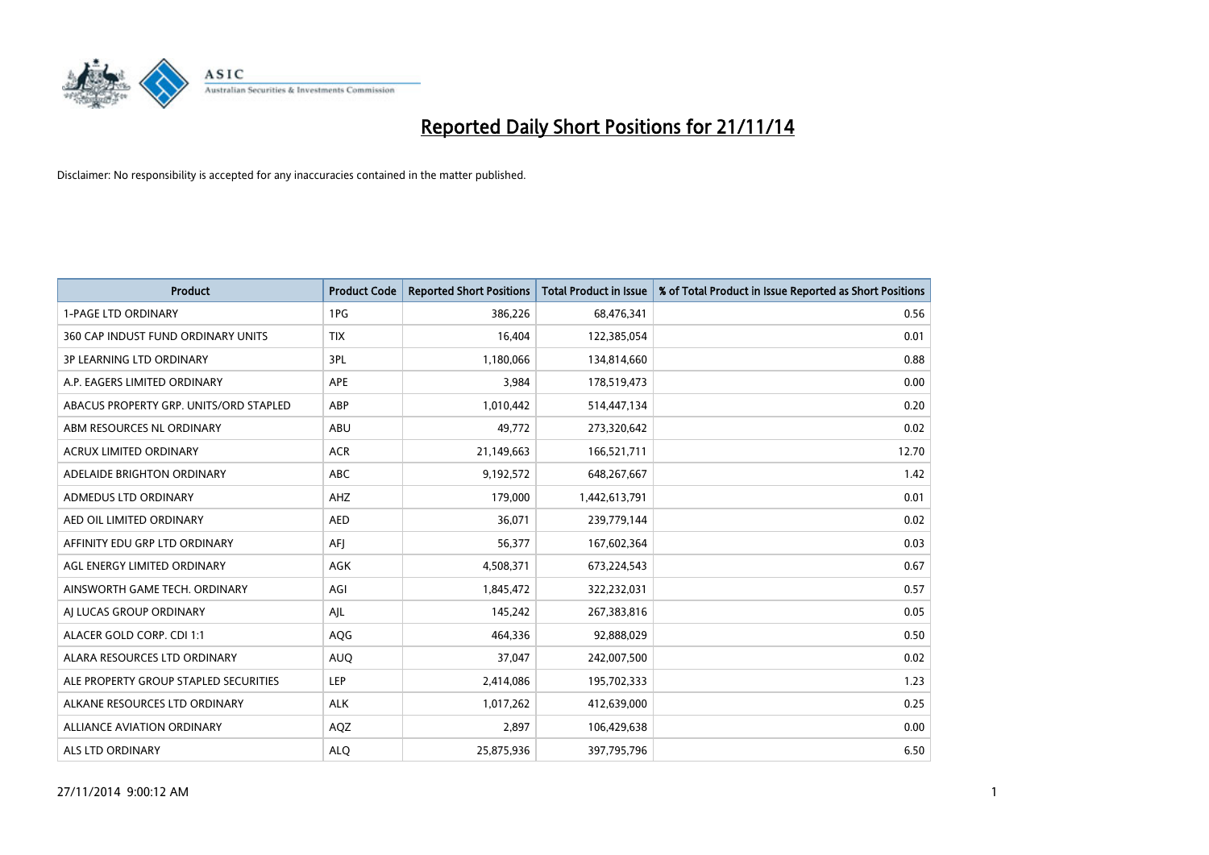# Reported Daily Short Positions for 21/11/14

Disclaimer: No responsibility is accepted for any inaccuracies contained in the matter published.

| Product | Product Code | Reported Short Positions | Total Product in Issue | % of Total Product in Issue Reported as Short Positions |
|---|---|---|---|---|
| 1-PAGE LTD ORDINARY | 1PG | 386,226 | 68,476,341 | 0.56 |
| 360 CAP INDUST FUND ORDINARY UNITS | TIX | 16,404 | 122,385,054 | 0.01 |
| 3P LEARNING LTD ORDINARY | 3PL | 1,180,066 | 134,814,660 | 0.88 |
| A.P. EAGERS LIMITED ORDINARY | APE | 3,984 | 178,519,473 | 0.00 |
| ABACUS PROPERTY GRP. UNITS/ORD STAPLED | ABP | 1,010,442 | 514,447,134 | 0.20 |
| ABM RESOURCES NL ORDINARY | ABU | 49,772 | 273,320,642 | 0.02 |
| ACRUX LIMITED ORDINARY | ACR | 21,149,663 | 166,521,711 | 12.70 |
| ADELAIDE BRIGHTON ORDINARY | ABC | 9,192,572 | 648,267,667 | 1.42 |
| ADMEDUS LTD ORDINARY | AHZ | 179,000 | 1,442,613,791 | 0.01 |
| AED OIL LIMITED ORDINARY | AED | 36,071 | 239,779,144 | 0.02 |
| AFFINITY EDU GRP LTD ORDINARY | AFJ | 56,377 | 167,602,364 | 0.03 |
| AGL ENERGY LIMITED ORDINARY | AGK | 4,508,371 | 673,224,543 | 0.67 |
| AINSWORTH GAME TECH. ORDINARY | AGI | 1,845,472 | 322,232,031 | 0.57 |
| AJ LUCAS GROUP ORDINARY | AJL | 145,242 | 267,383,816 | 0.05 |
| ALACER GOLD CORP. CDI 1:1 | AQG | 464,336 | 92,888,029 | 0.50 |
| ALARA RESOURCES LTD ORDINARY | AUQ | 37,047 | 242,007,500 | 0.02 |
| ALE PROPERTY GROUP STAPLED SECURITIES | LEP | 2,414,086 | 195,702,333 | 1.23 |
| ALKANE RESOURCES LTD ORDINARY | ALK | 1,017,262 | 412,639,000 | 0.25 |
| ALLIANCE AVIATION ORDINARY | AQZ | 2,897 | 106,429,638 | 0.00 |
| ALS LTD ORDINARY | ALQ | 25,875,936 | 397,795,796 | 6.50 |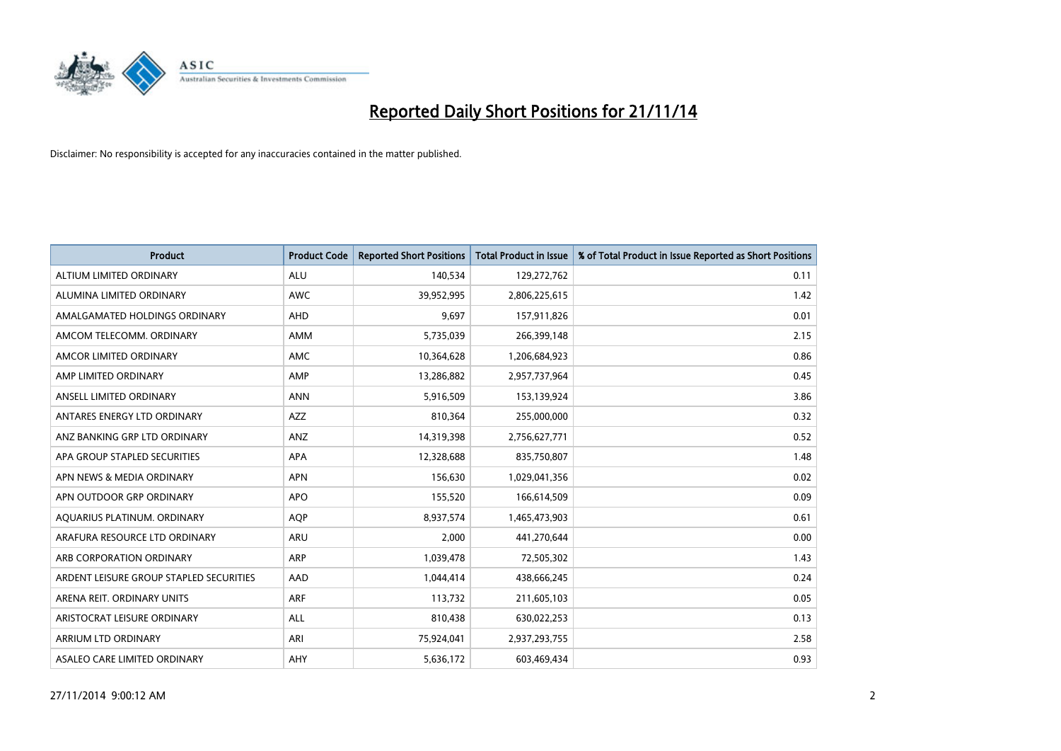# Reported Daily Short Positions for 21/11/14

Disclaimer: No responsibility is accepted for any inaccuracies contained in the matter published.

| Product | Product Code | Reported Short Positions | Total Product in Issue | % of Total Product in Issue Reported as Short Positions |
|---|---|---|---|---|
| ALTIUM LIMITED ORDINARY | ALU | 140,534 | 129,272,762 | 0.11 |
| ALUMINA LIMITED ORDINARY | AWC | 39,952,995 | 2,806,225,615 | 1.42 |
| AMALGAMATED HOLDINGS ORDINARY | AHD | 9,697 | 157,911,826 | 0.01 |
| AMCOM TELECOMM. ORDINARY | AMM | 5,735,039 | 266,399,148 | 2.15 |
| AMCOR LIMITED ORDINARY | AMC | 10,364,628 | 1,206,684,923 | 0.86 |
| AMP LIMITED ORDINARY | AMP | 13,286,882 | 2,957,737,964 | 0.45 |
| ANSELL LIMITED ORDINARY | ANN | 5,916,509 | 153,139,924 | 3.86 |
| ANTARES ENERGY LTD ORDINARY | AZZ | 810,364 | 255,000,000 | 0.32 |
| ANZ BANKING GRP LTD ORDINARY | ANZ | 14,319,398 | 2,756,627,771 | 0.52 |
| APA GROUP STAPLED SECURITIES | APA | 12,328,688 | 835,750,807 | 1.48 |
| APN NEWS & MEDIA ORDINARY | APN | 156,630 | 1,029,041,356 | 0.02 |
| APN OUTDOOR GRP ORDINARY | APO | 155,520 | 166,614,509 | 0.09 |
| AQUARIUS PLATINUM. ORDINARY | AQP | 8,937,574 | 1,465,473,903 | 0.61 |
| ARAFURA RESOURCE LTD ORDINARY | ARU | 2,000 | 441,270,644 | 0.00 |
| ARB CORPORATION ORDINARY | ARP | 1,039,478 | 72,505,302 | 1.43 |
| ARDENT LEISURE GROUP STAPLED SECURITIES | AAD | 1,044,414 | 438,666,245 | 0.24 |
| ARENA REIT. ORDINARY UNITS | ARF | 113,732 | 211,605,103 | 0.05 |
| ARISTOCRAT LEISURE ORDINARY | ALL | 810,438 | 630,022,253 | 0.13 |
| ARRIUM LTD ORDINARY | ARI | 75,924,041 | 2,937,293,755 | 2.58 |
| ASALEO CARE LIMITED ORDINARY | AHY | 5,636,172 | 603,469,434 | 0.93 |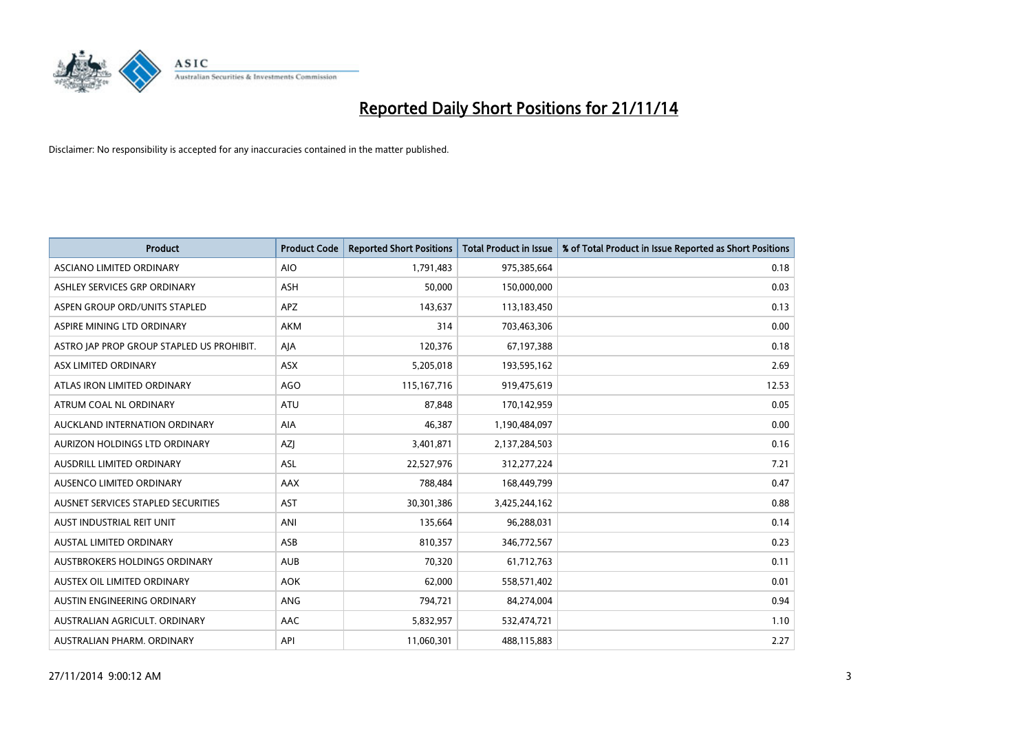# Reported Daily Short Positions for 21/11/14

Disclaimer: No responsibility is accepted for any inaccuracies contained in the matter published.

| Product | Product Code | Reported Short Positions | Total Product in Issue | % of Total Product in Issue Reported as Short Positions |
|---|---|---|---|---|
| ASCIANO LIMITED ORDINARY | AIO | 1,791,483 | 975,385,664 | 0.18 |
| ASHLEY SERVICES GRP ORDINARY | ASH | 50,000 | 150,000,000 | 0.03 |
| ASPEN GROUP ORD/UNITS STAPLED | APZ | 143,637 | 113,183,450 | 0.13 |
| ASPIRE MINING LTD ORDINARY | AKM | 314 | 703,463,306 | 0.00 |
| ASTRO JAP PROP GROUP STAPLED US PROHIBIT. | AJA | 120,376 | 67,197,388 | 0.18 |
| ASX LIMITED ORDINARY | ASX | 5,205,018 | 193,595,162 | 2.69 |
| ATLAS IRON LIMITED ORDINARY | AGO | 115,167,716 | 919,475,619 | 12.53 |
| ATRUM COAL NL ORDINARY | ATU | 87,848 | 170,142,959 | 0.05 |
| AUCKLAND INTERNATION ORDINARY | AIA | 46,387 | 1,190,484,097 | 0.00 |
| AURIZON HOLDINGS LTD ORDINARY | AZJ | 3,401,871 | 2,137,284,503 | 0.16 |
| AUSDRILL LIMITED ORDINARY | ASL | 22,527,976 | 312,277,224 | 7.21 |
| AUSENCO LIMITED ORDINARY | AAX | 788,484 | 168,449,799 | 0.47 |
| AUSNET SERVICES STAPLED SECURITIES | AST | 30,301,386 | 3,425,244,162 | 0.88 |
| AUST INDUSTRIAL REIT UNIT | ANI | 135,664 | 96,288,031 | 0.14 |
| AUSTAL LIMITED ORDINARY | ASB | 810,357 | 346,772,567 | 0.23 |
| AUSTBROKERS HOLDINGS ORDINARY | AUB | 70,320 | 61,712,763 | 0.11 |
| AUSTEX OIL LIMITED ORDINARY | AOK | 62,000 | 558,571,402 | 0.01 |
| AUSTIN ENGINEERING ORDINARY | ANG | 794,721 | 84,274,004 | 0.94 |
| AUSTRALIAN AGRICULT. ORDINARY | AAC | 5,832,957 | 532,474,721 | 1.10 |
| AUSTRALIAN PHARM. ORDINARY | API | 11,060,301 | 488,115,883 | 2.27 |

27/11/2014 9:00:12 AM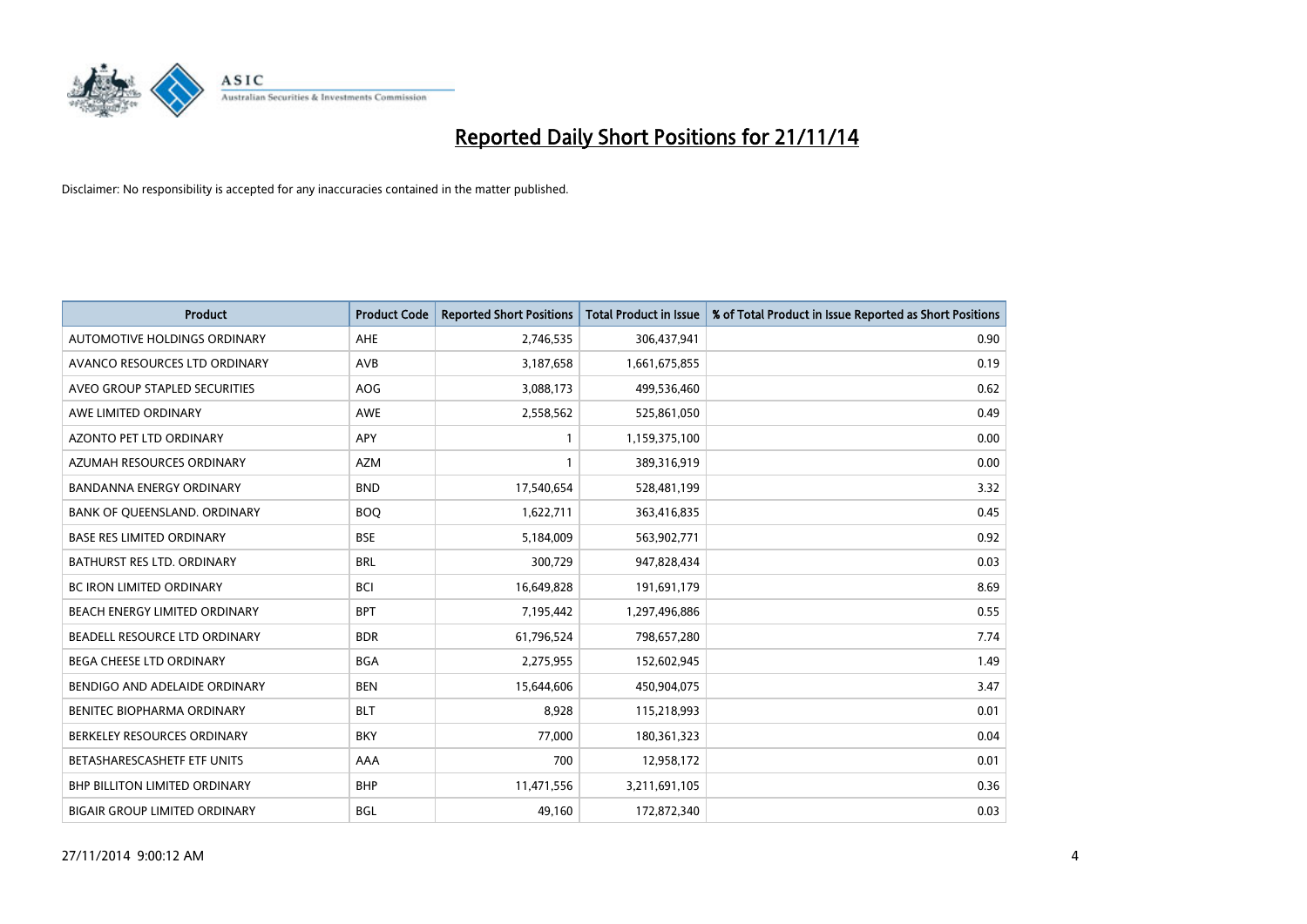# Reported Daily Short Positions for 21/11/14

Disclaimer: No responsibility is accepted for any inaccuracies contained in the matter published.

| Product | Product Code | Reported Short Positions | Total Product in Issue | % of Total Product in Issue Reported as Short Positions |
|---|---|---|---|---|
| AUTOMOTIVE HOLDINGS ORDINARY | AHE | 2,746,535 | 306,437,941 | 0.90 |
| AVANCO RESOURCES LTD ORDINARY | AVB | 3,187,658 | 1,661,675,855 | 0.19 |
| AVEO GROUP STAPLED SECURITIES | AOG | 3,088,173 | 499,536,460 | 0.62 |
| AWE LIMITED ORDINARY | AWE | 2,558,562 | 525,861,050 | 0.49 |
| AZONTO PET LTD ORDINARY | APY | 1 | 1,159,375,100 | 0.00 |
| AZUMAH RESOURCES ORDINARY | AZM | 1 | 389,316,919 | 0.00 |
| BANDANNA ENERGY ORDINARY | BND | 17,540,654 | 528,481,199 | 3.32 |
| BANK OF QUEENSLAND. ORDINARY | BOQ | 1,622,711 | 363,416,835 | 0.45 |
| BASE RES LIMITED ORDINARY | BSE | 5,184,009 | 563,902,771 | 0.92 |
| BATHURST RES LTD. ORDINARY | BRL | 300,729 | 947,828,434 | 0.03 |
| BC IRON LIMITED ORDINARY | BCI | 16,649,828 | 191,691,179 | 8.69 |
| BEACH ENERGY LIMITED ORDINARY | BPT | 7,195,442 | 1,297,496,886 | 0.55 |
| BEADELL RESOURCE LTD ORDINARY | BDR | 61,796,524 | 798,657,280 | 7.74 |
| BEGA CHEESE LTD ORDINARY | BGA | 2,275,955 | 152,602,945 | 1.49 |
| BENDIGO AND ADELAIDE ORDINARY | BEN | 15,644,606 | 450,904,075 | 3.47 |
| BENITEC BIOPHARMA ORDINARY | BLT | 8,928 | 115,218,993 | 0.01 |
| BERKELEY RESOURCES ORDINARY | BKY | 77,000 | 180,361,323 | 0.04 |
| BETASHARESCASHETF ETF UNITS | AAA | 700 | 12,958,172 | 0.01 |
| BHP BILLITON LIMITED ORDINARY | BHP | 11,471,556 | 3,211,691,105 | 0.36 |
| BIGAIR GROUP LIMITED ORDINARY | BGL | 49,160 | 172,872,340 | 0.03 |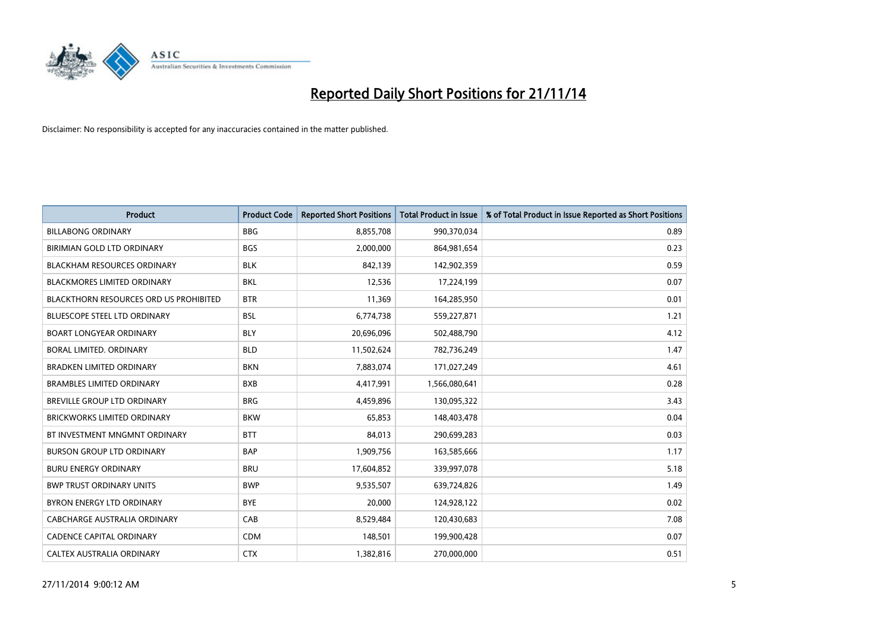# Reported Daily Short Positions for 21/11/14

Disclaimer: No responsibility is accepted for any inaccuracies contained in the matter published.

| Product | Product Code | Reported Short Positions | Total Product in Issue | % of Total Product in Issue Reported as Short Positions |
|---|---|---|---|---|
| BILLABONG ORDINARY | BBG | 8,855,708 | 990,370,034 | 0.89 |
| BIRIMIAN GOLD LTD ORDINARY | BGS | 2,000,000 | 864,981,654 | 0.23 |
| BLACKHAM RESOURCES ORDINARY | BLK | 842,139 | 142,902,359 | 0.59 |
| BLACKMORES LIMITED ORDINARY | BKL | 12,536 | 17,224,199 | 0.07 |
| BLACKTHORN RESOURCES ORD US PROHIBITED | BTR | 11,369 | 164,285,950 | 0.01 |
| BLUESCOPE STEEL LTD ORDINARY | BSL | 6,774,738 | 559,227,871 | 1.21 |
| BOART LONGYEAR ORDINARY | BLY | 20,696,096 | 502,488,790 | 4.12 |
| BORAL LIMITED. ORDINARY | BLD | 11,502,624 | 782,736,249 | 1.47 |
| BRADKEN LIMITED ORDINARY | BKN | 7,883,074 | 171,027,249 | 4.61 |
| BRAMBLES LIMITED ORDINARY | BXB | 4,417,991 | 1,566,080,641 | 0.28 |
| BREVILLE GROUP LTD ORDINARY | BRG | 4,459,896 | 130,095,322 | 3.43 |
| BRICKWORKS LIMITED ORDINARY | BKW | 65,853 | 148,403,478 | 0.04 |
| BT INVESTMENT MNGMNT ORDINARY | BTT | 84,013 | 290,699,283 | 0.03 |
| BURSON GROUP LTD ORDINARY | BAP | 1,909,756 | 163,585,666 | 1.17 |
| BURU ENERGY ORDINARY | BRU | 17,604,852 | 339,997,078 | 5.18 |
| BWP TRUST ORDINARY UNITS | BWP | 9,535,507 | 639,724,826 | 1.49 |
| BYRON ENERGY LTD ORDINARY | BYE | 20,000 | 124,928,122 | 0.02 |
| CABCHARGE AUSTRALIA ORDINARY | CAB | 8,529,484 | 120,430,683 | 7.08 |
| CADENCE CAPITAL ORDINARY | CDM | 148,501 | 199,900,428 | 0.07 |
| CALTEX AUSTRALIA ORDINARY | CTX | 1,382,816 | 270,000,000 | 0.51 |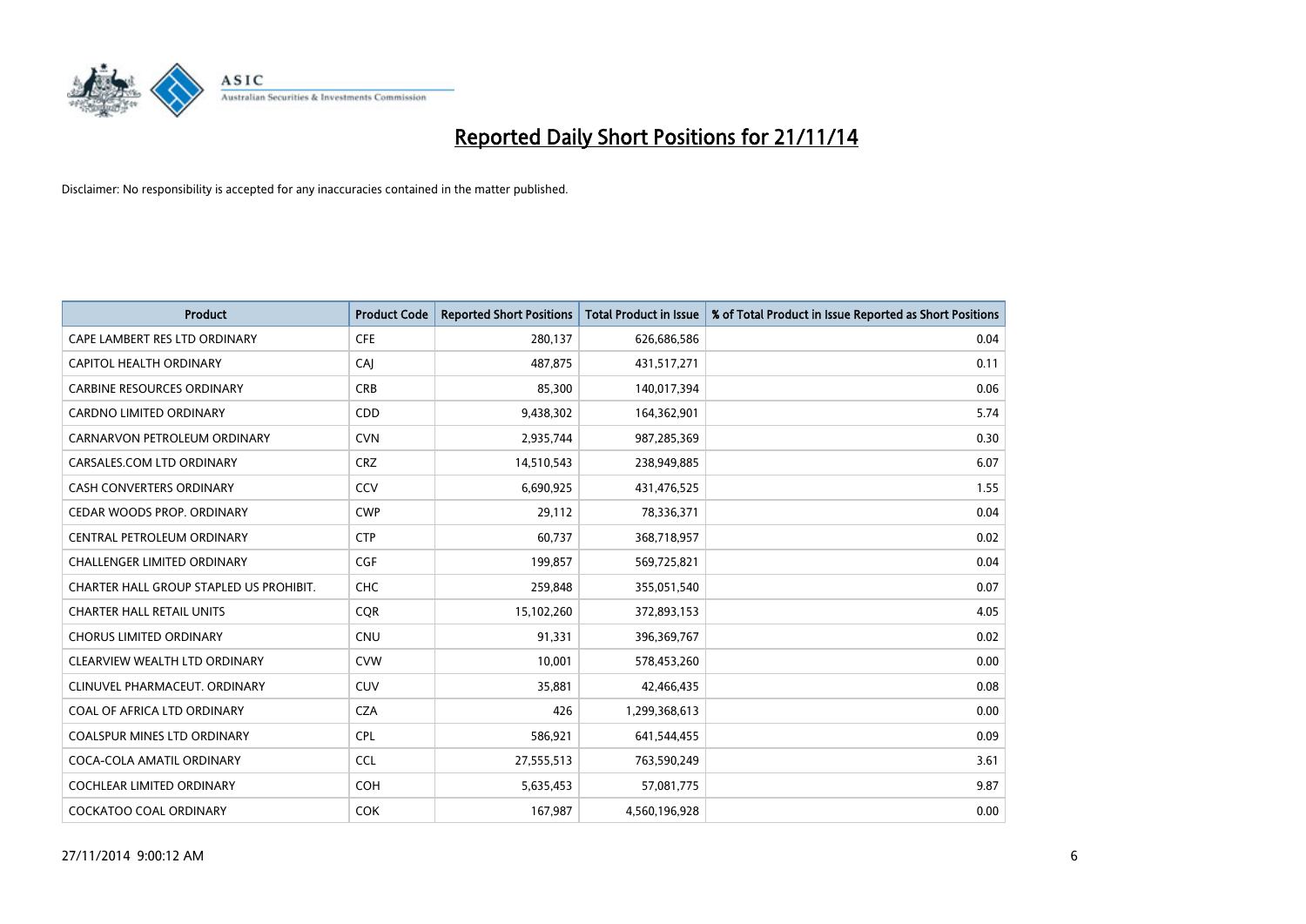# Reported Daily Short Positions for 21/11/14

Disclaimer: No responsibility is accepted for any inaccuracies contained in the matter published.

| Product | Product Code | Reported Short Positions | Total Product in Issue | % of Total Product in Issue Reported as Short Positions |
|---|---|---|---|---|
| CAPE LAMBERT RES LTD ORDINARY | CFE | 280,137 | 626,686,586 | 0.04 |
| CAPITOL HEALTH ORDINARY | CAJ | 487,875 | 431,517,271 | 0.11 |
| CARBINE RESOURCES ORDINARY | CRB | 85,300 | 140,017,394 | 0.06 |
| CARDNO LIMITED ORDINARY | CDD | 9,438,302 | 164,362,901 | 5.74 |
| CARNARVON PETROLEUM ORDINARY | CVN | 2,935,744 | 987,285,369 | 0.30 |
| CARSALES.COM LTD ORDINARY | CRZ | 14,510,543 | 238,949,885 | 6.07 |
| CASH CONVERTERS ORDINARY | CCV | 6,690,925 | 431,476,525 | 1.55 |
| CEDAR WOODS PROP. ORDINARY | CWP | 29,112 | 78,336,371 | 0.04 |
| CENTRAL PETROLEUM ORDINARY | CTP | 60,737 | 368,718,957 | 0.02 |
| CHALLENGER LIMITED ORDINARY | CGF | 199,857 | 569,725,821 | 0.04 |
| CHARTER HALL GROUP STAPLED US PROHIBIT. | CHC | 259,848 | 355,051,540 | 0.07 |
| CHARTER HALL RETAIL UNITS | CQR | 15,102,260 | 372,893,153 | 4.05 |
| CHORUS LIMITED ORDINARY | CNU | 91,331 | 396,369,767 | 0.02 |
| CLEARVIEW WEALTH LTD ORDINARY | CVW | 10,001 | 578,453,260 | 0.00 |
| CLINUVEL PHARMACEUT. ORDINARY | CUV | 35,881 | 42,466,435 | 0.08 |
| COAL OF AFRICA LTD ORDINARY | CZA | 426 | 1,299,368,613 | 0.00 |
| COALSPUR MINES LTD ORDINARY | CPL | 586,921 | 641,544,455 | 0.09 |
| COCA-COLA AMATIL ORDINARY | CCL | 27,555,513 | 763,590,249 | 3.61 |
| COCHLEAR LIMITED ORDINARY | COH | 5,635,453 | 57,081,775 | 9.87 |
| COCKATOO COAL ORDINARY | COK | 167,987 | 4,560,196,928 | 0.00 |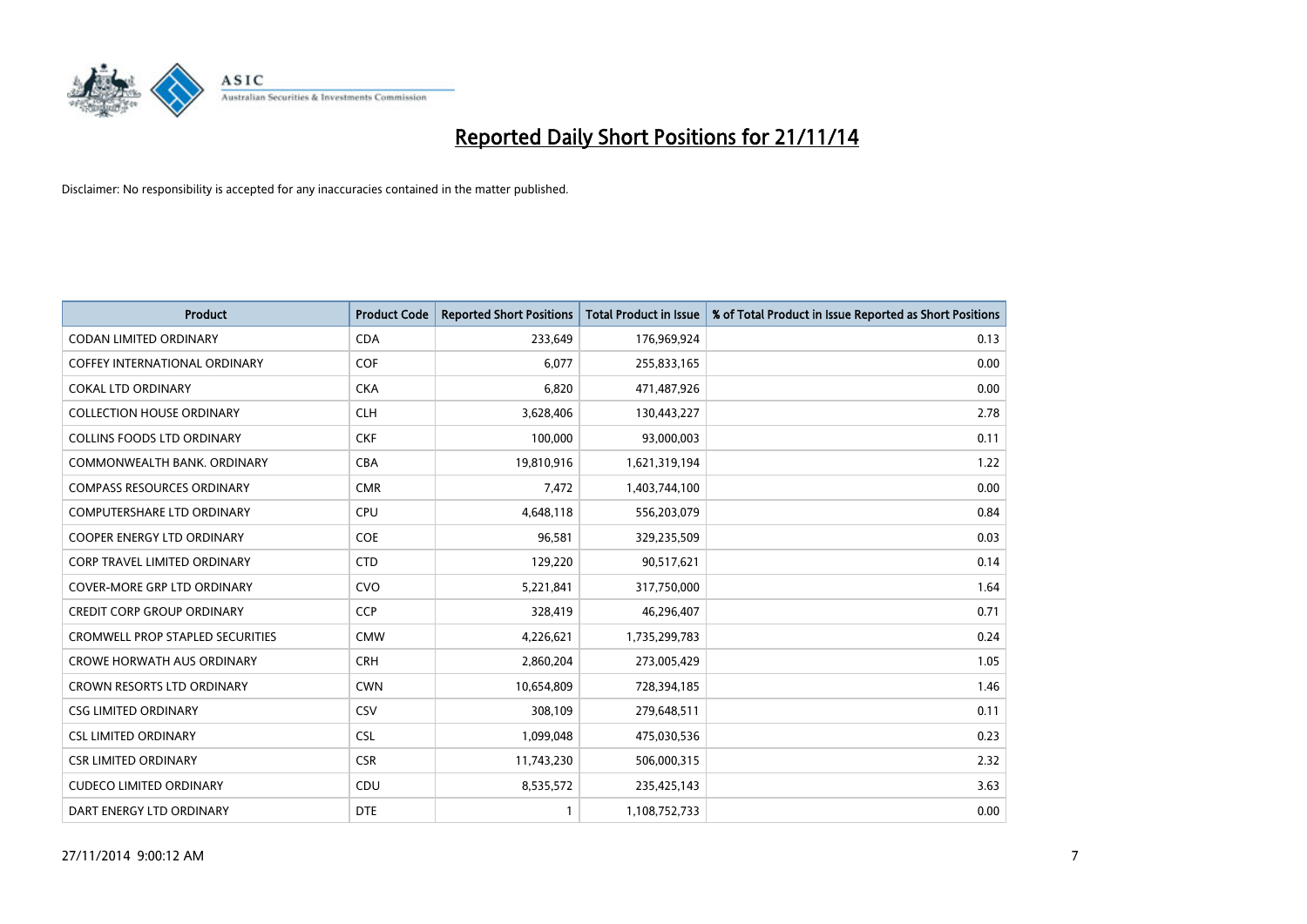# Reported Daily Short Positions for 21/11/14

Disclaimer: No responsibility is accepted for any inaccuracies contained in the matter published.

| Product | Product Code | Reported Short Positions | Total Product in Issue | % of Total Product in Issue Reported as Short Positions |
|---|---|---|---|---|
| CODAN LIMITED ORDINARY | CDA | 233,649 | 176,969,924 | 0.13 |
| COFFEY INTERNATIONAL ORDINARY | COF | 6,077 | 255,833,165 | 0.00 |
| COKAL LTD ORDINARY | CKA | 6,820 | 471,487,926 | 0.00 |
| COLLECTION HOUSE ORDINARY | CLH | 3,628,406 | 130,443,227 | 2.78 |
| COLLINS FOODS LTD ORDINARY | CKF | 100,000 | 93,000,003 | 0.11 |
| COMMONWEALTH BANK. ORDINARY | CBA | 19,810,916 | 1,621,319,194 | 1.22 |
| COMPASS RESOURCES ORDINARY | CMR | 7,472 | 1,403,744,100 | 0.00 |
| COMPUTERSHARE LTD ORDINARY | CPU | 4,648,118 | 556,203,079 | 0.84 |
| COOPER ENERGY LTD ORDINARY | COE | 96,581 | 329,235,509 | 0.03 |
| CORP TRAVEL LIMITED ORDINARY | CTD | 129,220 | 90,517,621 | 0.14 |
| COVER-MORE GRP LTD ORDINARY | CVO | 5,221,841 | 317,750,000 | 1.64 |
| CREDIT CORP GROUP ORDINARY | CCP | 328,419 | 46,296,407 | 0.71 |
| CROMWELL PROP STAPLED SECURITIES | CMW | 4,226,621 | 1,735,299,783 | 0.24 |
| CROWE HORWATH AUS ORDINARY | CRH | 2,860,204 | 273,005,429 | 1.05 |
| CROWN RESORTS LTD ORDINARY | CWN | 10,654,809 | 728,394,185 | 1.46 |
| CSG LIMITED ORDINARY | CSV | 308,109 | 279,648,511 | 0.11 |
| CSL LIMITED ORDINARY | CSL | 1,099,048 | 475,030,536 | 0.23 |
| CSR LIMITED ORDINARY | CSR | 11,743,230 | 506,000,315 | 2.32 |
| CUDECO LIMITED ORDINARY | CDU | 8,535,572 | 235,425,143 | 3.63 |
| DART ENERGY LTD ORDINARY | DTE | 1 | 1,108,752,733 | 0.00 |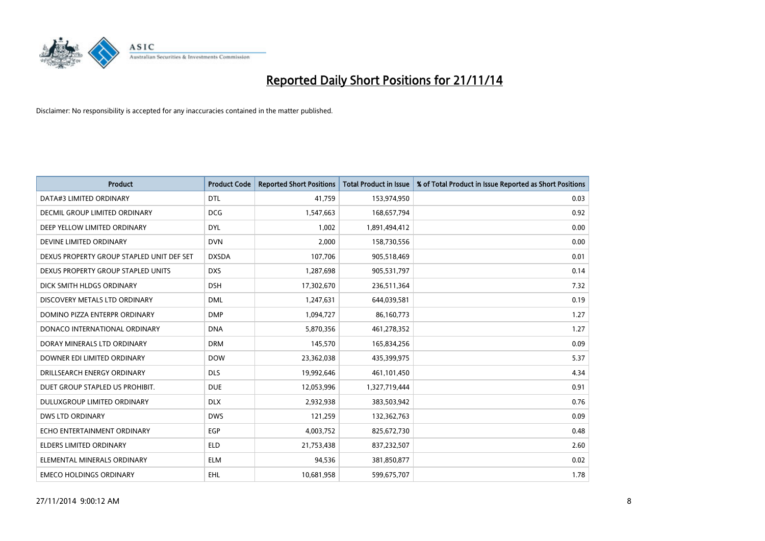# Reported Daily Short Positions for 21/11/14

Disclaimer: No responsibility is accepted for any inaccuracies contained in the matter published.

| Product | Product Code | Reported Short Positions | Total Product in Issue | % of Total Product in Issue Reported as Short Positions |
|---|---|---|---|---|
| DATA#3 LIMITED ORDINARY | DTL | 41,759 | 153,974,950 | 0.03 |
| DECMIL GROUP LIMITED ORDINARY | DCG | 1,547,663 | 168,657,794 | 0.92 |
| DEEP YELLOW LIMITED ORDINARY | DYL | 1,002 | 1,891,494,412 | 0.00 |
| DEVINE LIMITED ORDINARY | DVN | 2,000 | 158,730,556 | 0.00 |
| DEXUS PROPERTY GROUP STAPLED UNIT DEF SET | DXSDA | 107,706 | 905,518,469 | 0.01 |
| DEXUS PROPERTY GROUP STAPLED UNITS | DXS | 1,287,698 | 905,531,797 | 0.14 |
| DICK SMITH HLDGS ORDINARY | DSH | 17,302,670 | 236,511,364 | 7.32 |
| DISCOVERY METALS LTD ORDINARY | DML | 1,247,631 | 644,039,581 | 0.19 |
| DOMINO PIZZA ENTERPR ORDINARY | DMP | 1,094,727 | 86,160,773 | 1.27 |
| DONACO INTERNATIONAL ORDINARY | DNA | 5,870,356 | 461,278,352 | 1.27 |
| DORAY MINERALS LTD ORDINARY | DRM | 145,570 | 165,834,256 | 0.09 |
| DOWNER EDI LIMITED ORDINARY | DOW | 23,362,038 | 435,399,975 | 5.37 |
| DRILLSEARCH ENERGY ORDINARY | DLS | 19,992,646 | 461,101,450 | 4.34 |
| DUET GROUP STAPLED US PROHIBIT. | DUE | 12,053,996 | 1,327,719,444 | 0.91 |
| DULUXGROUP LIMITED ORDINARY | DLX | 2,932,938 | 383,503,942 | 0.76 |
| DWS LTD ORDINARY | DWS | 121,259 | 132,362,763 | 0.09 |
| ECHO ENTERTAINMENT ORDINARY | EGP | 4,003,752 | 825,672,730 | 0.48 |
| ELDERS LIMITED ORDINARY | ELD | 21,753,438 | 837,232,507 | 2.60 |
| ELEMENTAL MINERALS ORDINARY | ELM | 94,536 | 381,850,877 | 0.02 |
| EMECO HOLDINGS ORDINARY | EHL | 10,681,958 | 599,675,707 | 1.78 |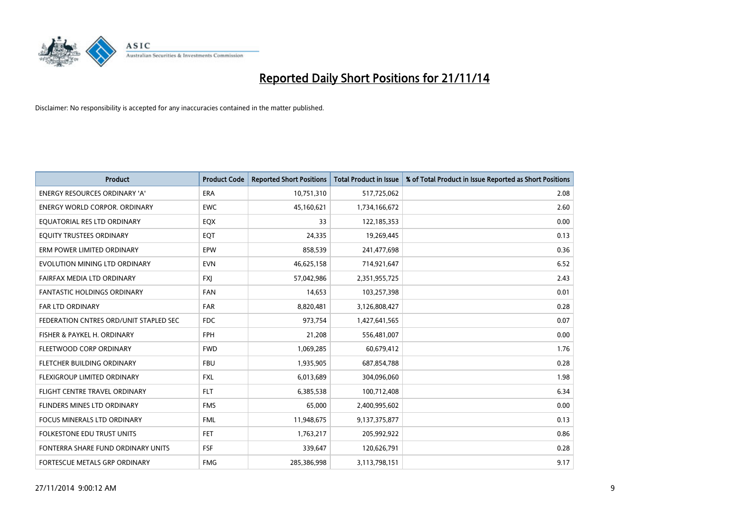# Reported Daily Short Positions for 21/11/14

Disclaimer: No responsibility is accepted for any inaccuracies contained in the matter published.

| Product | Product Code | Reported Short Positions | Total Product in Issue | % of Total Product in Issue Reported as Short Positions |
|---|---|---|---|---|
| ENERGY RESOURCES ORDINARY 'A' | ERA | 10,751,310 | 517,725,062 | 2.08 |
| ENERGY WORLD CORPOR. ORDINARY | EWC | 45,160,621 | 1,734,166,672 | 2.60 |
| EQUATORIAL RES LTD ORDINARY | EQX | 33 | 122,185,353 | 0.00 |
| EQUITY TRUSTEES ORDINARY | EQT | 24,335 | 19,269,445 | 0.13 |
| ERM POWER LIMITED ORDINARY | EPW | 858,539 | 241,477,698 | 0.36 |
| EVOLUTION MINING LTD ORDINARY | EVN | 46,625,158 | 714,921,647 | 6.52 |
| FAIRFAX MEDIA LTD ORDINARY | FXJ | 57,042,986 | 2,351,955,725 | 2.43 |
| FANTASTIC HOLDINGS ORDINARY | FAN | 14,653 | 103,257,398 | 0.01 |
| FAR LTD ORDINARY | FAR | 8,820,481 | 3,126,808,427 | 0.28 |
| FEDERATION CNTRES ORD/UNIT STAPLED SEC | FDC | 973,754 | 1,427,641,565 | 0.07 |
| FISHER & PAYKEL H. ORDINARY | FPH | 21,208 | 556,481,007 | 0.00 |
| FLEETWOOD CORP ORDINARY | FWD | 1,069,285 | 60,679,412 | 1.76 |
| FLETCHER BUILDING ORDINARY | FBU | 1,935,905 | 687,854,788 | 0.28 |
| FLEXIGROUP LIMITED ORDINARY | FXL | 6,013,689 | 304,096,060 | 1.98 |
| FLIGHT CENTRE TRAVEL ORDINARY | FLT | 6,385,538 | 100,712,408 | 6.34 |
| FLINDERS MINES LTD ORDINARY | FMS | 65,000 | 2,400,995,602 | 0.00 |
| FOCUS MINERALS LTD ORDINARY | FML | 11,948,675 | 9,137,375,877 | 0.13 |
| FOLKESTONE EDU TRUST UNITS | FET | 1,763,217 | 205,992,922 | 0.86 |
| FONTERRA SHARE FUND ORDINARY UNITS | FSF | 339,647 | 120,626,791 | 0.28 |
| FORTESCUE METALS GRP ORDINARY | FMG | 285,386,998 | 3,113,798,151 | 9.17 |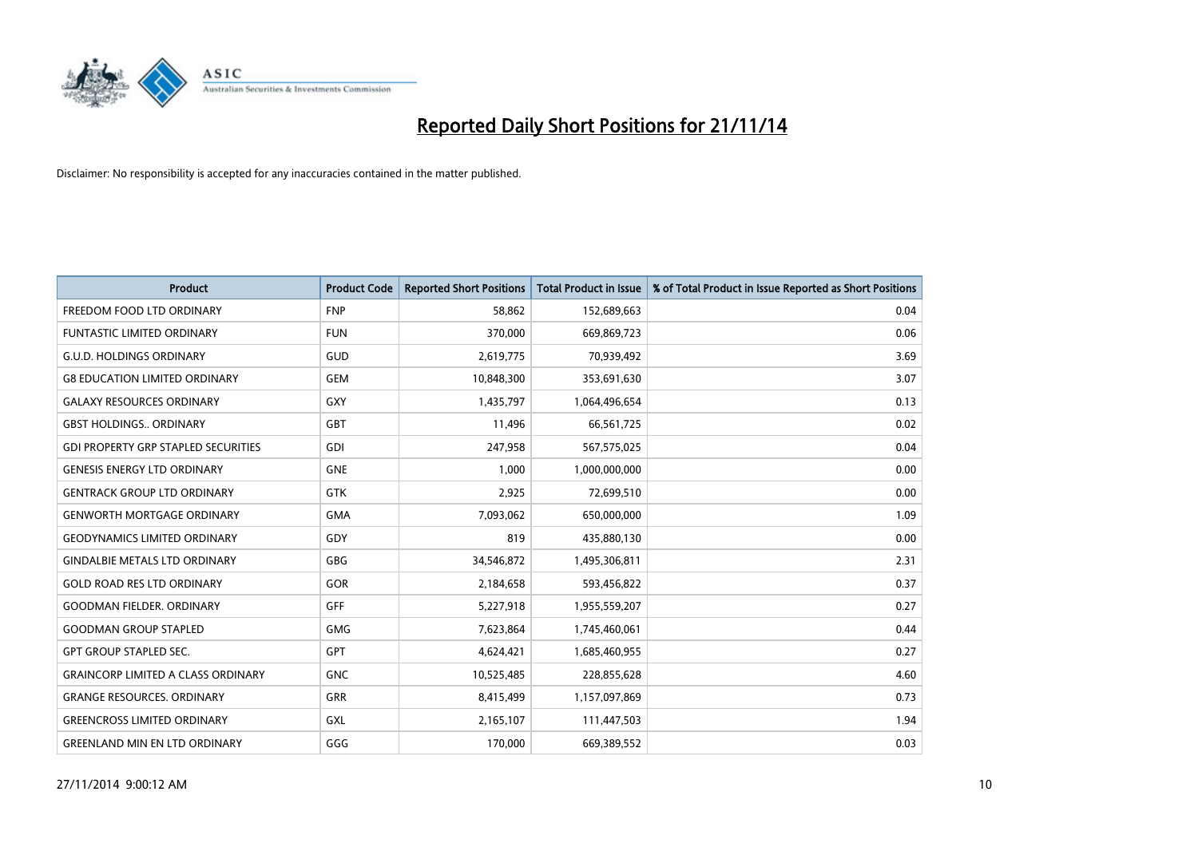# Reported Daily Short Positions for 21/11/14

Disclaimer: No responsibility is accepted for any inaccuracies contained in the matter published.

| Product | Product Code | Reported Short Positions | Total Product in Issue | % of Total Product in Issue Reported as Short Positions |
|---|---|---|---|---|
| FREEDOM FOOD LTD ORDINARY | FNP | 58,862 | 152,689,663 | 0.04 |
| FUNTASTIC LIMITED ORDINARY | FUN | 370,000 | 669,869,723 | 0.06 |
| G.U.D. HOLDINGS ORDINARY | GUD | 2,619,775 | 70,939,492 | 3.69 |
| G8 EDUCATION LIMITED ORDINARY | GEM | 10,848,300 | 353,691,630 | 3.07 |
| GALAXY RESOURCES ORDINARY | GXY | 1,435,797 | 1,064,496,654 | 0.13 |
| GBST HOLDINGS.. ORDINARY | GBT | 11,496 | 66,561,725 | 0.02 |
| GDI PROPERTY GRP STAPLED SECURITIES | GDI | 247,958 | 567,575,025 | 0.04 |
| GENESIS ENERGY LTD ORDINARY | GNE | 1,000 | 1,000,000,000 | 0.00 |
| GENTRACK GROUP LTD ORDINARY | GTK | 2,925 | 72,699,510 | 0.00 |
| GENWORTH MORTGAGE ORDINARY | GMA | 7,093,062 | 650,000,000 | 1.09 |
| GEODYNAMICS LIMITED ORDINARY | GDY | 819 | 435,880,130 | 0.00 |
| GINDALBIE METALS LTD ORDINARY | GBG | 34,546,872 | 1,495,306,811 | 2.31 |
| GOLD ROAD RES LTD ORDINARY | GOR | 2,184,658 | 593,456,822 | 0.37 |
| GOODMAN FIELDER. ORDINARY | GFF | 5,227,918 | 1,955,559,207 | 0.27 |
| GOODMAN GROUP STAPLED | GMG | 7,623,864 | 1,745,460,061 | 0.44 |
| GPT GROUP STAPLED SEC. | GPT | 4,624,421 | 1,685,460,955 | 0.27 |
| GRAINCORP LIMITED A CLASS ORDINARY | GNC | 10,525,485 | 228,855,628 | 4.60 |
| GRANGE RESOURCES. ORDINARY | GRR | 8,415,499 | 1,157,097,869 | 0.73 |
| GREENCROSS LIMITED ORDINARY | GXL | 2,165,107 | 111,447,503 | 1.94 |
| GREENLAND MIN EN LTD ORDINARY | GGG | 170,000 | 669,389,552 | 0.03 |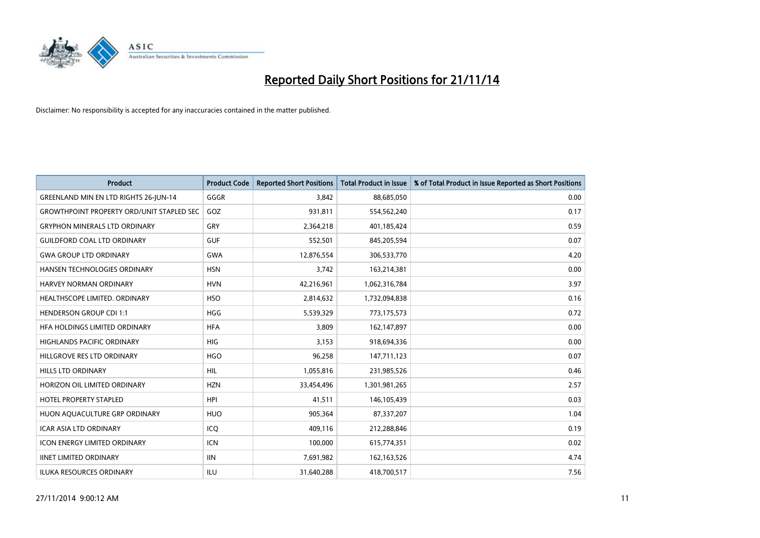# Reported Daily Short Positions for 21/11/14

Disclaimer: No responsibility is accepted for any inaccuracies contained in the matter published.

| Product | Product Code | Reported Short Positions | Total Product in Issue | % of Total Product in Issue Reported as Short Positions |
|---|---|---|---|---|
| GREENLAND MIN EN LTD RIGHTS 26-JUN-14 | GGGR | 3,842 | 88,685,050 | 0.00 |
| GROWTHPOINT PROPERTY ORD/UNIT STAPLED SEC | GOZ | 931,811 | 554,562,240 | 0.17 |
| GRYPHON MINERALS LTD ORDINARY | GRY | 2,364,218 | 401,185,424 | 0.59 |
| GUILDFORD COAL LTD ORDINARY | GUF | 552,501 | 845,205,594 | 0.07 |
| GWA GROUP LTD ORDINARY | GWA | 12,876,554 | 306,533,770 | 4.20 |
| HANSEN TECHNOLOGIES ORDINARY | HSN | 3,742 | 163,214,381 | 0.00 |
| HARVEY NORMAN ORDINARY | HVN | 42,216,961 | 1,062,316,784 | 3.97 |
| HEALTHSCOPE LIMITED. ORDINARY | HSO | 2,814,632 | 1,732,094,838 | 0.16 |
| HENDERSON GROUP CDI 1:1 | HGG | 5,539,329 | 773,175,573 | 0.72 |
| HFA HOLDINGS LIMITED ORDINARY | HFA | 3,809 | 162,147,897 | 0.00 |
| HIGHLANDS PACIFIC ORDINARY | HIG | 3,153 | 918,694,336 | 0.00 |
| HILLGROVE RES LTD ORDINARY | HGO | 96,258 | 147,711,123 | 0.07 |
| HILLS LTD ORDINARY | HIL | 1,055,816 | 231,985,526 | 0.46 |
| HORIZON OIL LIMITED ORDINARY | HZN | 33,454,496 | 1,301,981,265 | 2.57 |
| HOTEL PROPERTY STAPLED | HPI | 41,511 | 146,105,439 | 0.03 |
| HUON AQUACULTURE GRP ORDINARY | HUO | 905,364 | 87,337,207 | 1.04 |
| ICAR ASIA LTD ORDINARY | ICQ | 409,116 | 212,288,846 | 0.19 |
| ICON ENERGY LIMITED ORDINARY | ICN | 100,000 | 615,774,351 | 0.02 |
| IINET LIMITED ORDINARY | IIN | 7,691,982 | 162,163,526 | 4.74 |
| ILUKA RESOURCES ORDINARY | ILU | 31,640,288 | 418,700,517 | 7.56 |

27/11/2014 9:00:12 AM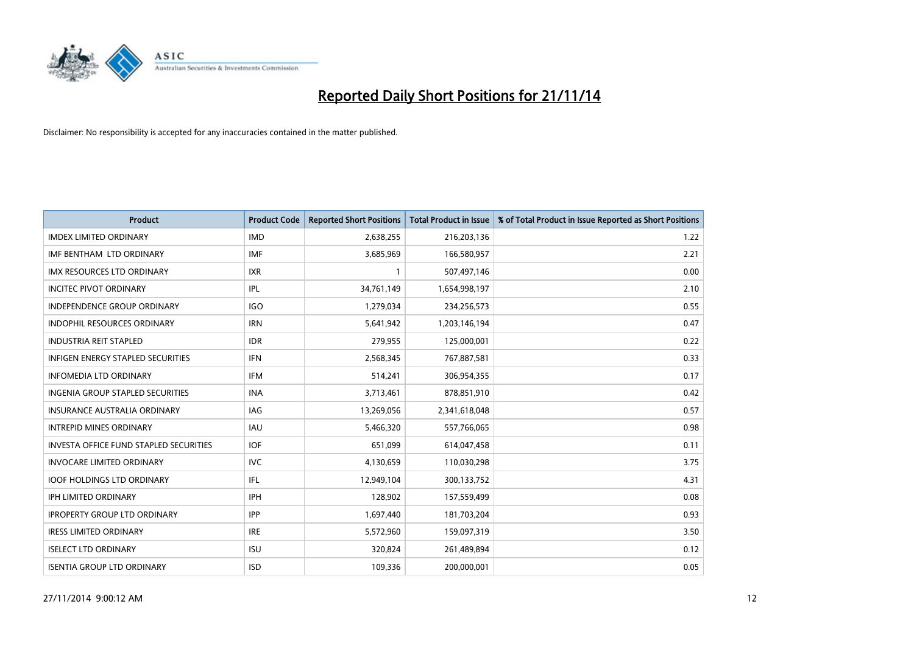# Reported Daily Short Positions for 21/11/14

Disclaimer: No responsibility is accepted for any inaccuracies contained in the matter published.

| Product | Product Code | Reported Short Positions | Total Product in Issue | % of Total Product in Issue Reported as Short Positions |
|---|---|---|---|---|
| IMDEX LIMITED ORDINARY | IMD | 2,638,255 | 216,203,136 | 1.22 |
| IMF BENTHAM LTD ORDINARY | IMF | 3,685,969 | 166,580,957 | 2.21 |
| IMX RESOURCES LTD ORDINARY | IXR | 1 | 507,497,146 | 0.00 |
| INCITEC PIVOT ORDINARY | IPL | 34,761,149 | 1,654,998,197 | 2.10 |
| INDEPENDENCE GROUP ORDINARY | IGO | 1,279,034 | 234,256,573 | 0.55 |
| INDOPHIL RESOURCES ORDINARY | IRN | 5,641,942 | 1,203,146,194 | 0.47 |
| INDUSTRIA REIT STAPLED | IDR | 279,955 | 125,000,001 | 0.22 |
| INFIGEN ENERGY STAPLED SECURITIES | IFN | 2,568,345 | 767,887,581 | 0.33 |
| INFOMEDIA LTD ORDINARY | IFM | 514,241 | 306,954,355 | 0.17 |
| INGENIA GROUP STAPLED SECURITIES | INA | 3,713,461 | 878,851,910 | 0.42 |
| INSURANCE AUSTRALIA ORDINARY | IAG | 13,269,056 | 2,341,618,048 | 0.57 |
| INTREPID MINES ORDINARY | IAU | 5,466,320 | 557,766,065 | 0.98 |
| INVESTA OFFICE FUND STAPLED SECURITIES | IOF | 651,099 | 614,047,458 | 0.11 |
| INVOCARE LIMITED ORDINARY | IVC | 4,130,659 | 110,030,298 | 3.75 |
| IOOF HOLDINGS LTD ORDINARY | IFL | 12,949,104 | 300,133,752 | 4.31 |
| IPH LIMITED ORDINARY | IPH | 128,902 | 157,559,499 | 0.08 |
| IPROPERTY GROUP LTD ORDINARY | IPP | 1,697,440 | 181,703,204 | 0.93 |
| IRESS LIMITED ORDINARY | IRE | 5,572,960 | 159,097,319 | 3.50 |
| ISELECT LTD ORDINARY | ISU | 320,824 | 261,489,894 | 0.12 |
| ISENTIA GROUP LTD ORDINARY | ISD | 109,336 | 200,000,001 | 0.05 |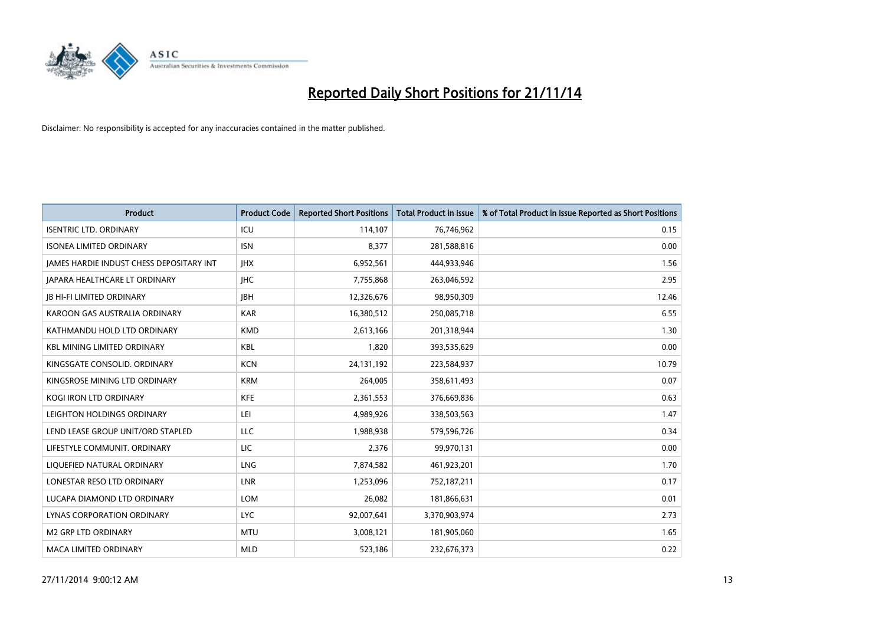# Reported Daily Short Positions for 21/11/14

Disclaimer: No responsibility is accepted for any inaccuracies contained in the matter published.

| Product | Product Code | Reported Short Positions | Total Product in Issue | % of Total Product in Issue Reported as Short Positions |
|---|---|---|---|---|
| ISENTRIC LTD. ORDINARY | ICU | 114,107 | 76,746,962 | 0.15 |
| ISONEA LIMITED ORDINARY | ISN | 8,377 | 281,588,816 | 0.00 |
| JAMES HARDIE INDUST CHESS DEPOSITARY INT | JHX | 6,952,561 | 444,933,946 | 1.56 |
| JAPARA HEALTHCARE LT ORDINARY | JHC | 7,755,868 | 263,046,592 | 2.95 |
| JB HI-FI LIMITED ORDINARY | JBH | 12,326,676 | 98,950,309 | 12.46 |
| KAROON GAS AUSTRALIA ORDINARY | KAR | 16,380,512 | 250,085,718 | 6.55 |
| KATHMANDU HOLD LTD ORDINARY | KMD | 2,613,166 | 201,318,944 | 1.30 |
| KBL MINING LIMITED ORDINARY | KBL | 1,820 | 393,535,629 | 0.00 |
| KINGSGATE CONSOLID. ORDINARY | KCN | 24,131,192 | 223,584,937 | 10.79 |
| KINGSROSE MINING LTD ORDINARY | KRM | 264,005 | 358,611,493 | 0.07 |
| KOGI IRON LTD ORDINARY | KFE | 2,361,553 | 376,669,836 | 0.63 |
| LEIGHTON HOLDINGS ORDINARY | LEI | 4,989,926 | 338,503,563 | 1.47 |
| LEND LEASE GROUP UNIT/ORD STAPLED | LLC | 1,988,938 | 579,596,726 | 0.34 |
| LIFESTYLE COMMUNIT. ORDINARY | LIC | 2,376 | 99,970,131 | 0.00 |
| LIQUEFIED NATURAL ORDINARY | LNG | 7,874,582 | 461,923,201 | 1.70 |
| LONESTAR RESO LTD ORDINARY | LNR | 1,253,096 | 752,187,211 | 0.17 |
| LUCAPA DIAMOND LTD ORDINARY | LOM | 26,082 | 181,866,631 | 0.01 |
| LYNAS CORPORATION ORDINARY | LYC | 92,007,641 | 3,370,903,974 | 2.73 |
| M2 GRP LTD ORDINARY | MTU | 3,008,121 | 181,905,060 | 1.65 |
| MACA LIMITED ORDINARY | MLD | 523,186 | 232,676,373 | 0.22 |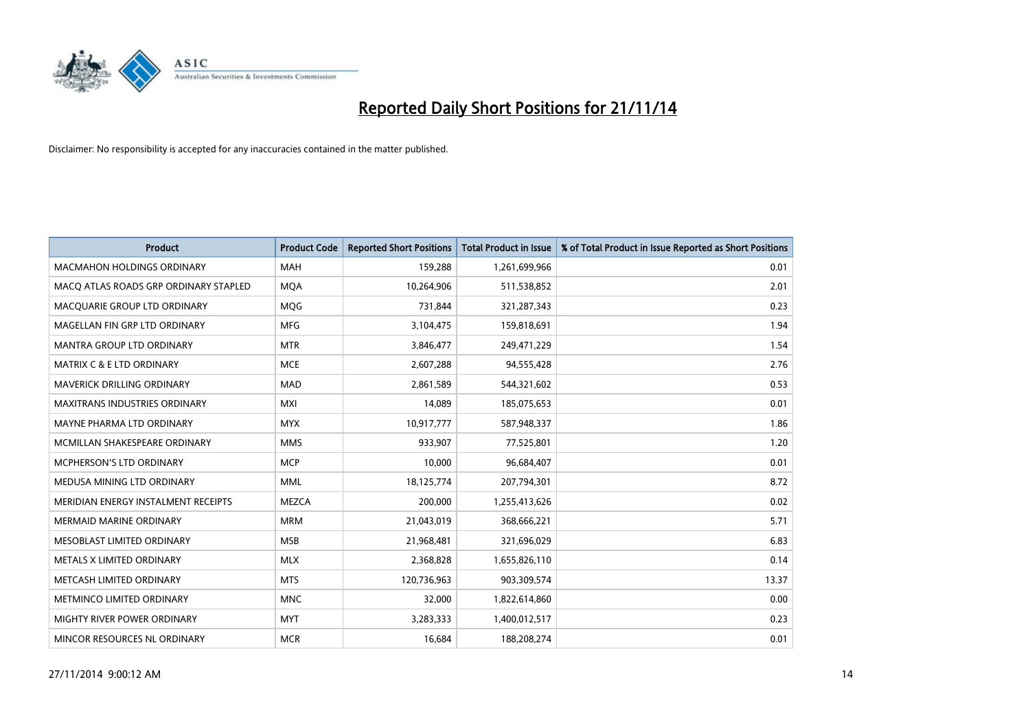# Reported Daily Short Positions for 21/11/14

Disclaimer: No responsibility is accepted for any inaccuracies contained in the matter published.

| Product | Product Code | Reported Short Positions | Total Product in Issue | % of Total Product in Issue Reported as Short Positions |
|---|---|---|---|---|
| MACMAHON HOLDINGS ORDINARY | MAH | 159,288 | 1,261,699,966 | 0.01 |
| MACQ ATLAS ROADS GRP ORDINARY STAPLED | MQA | 10,264,906 | 511,538,852 | 2.01 |
| MACQUARIE GROUP LTD ORDINARY | MQG | 731,844 | 321,287,343 | 0.23 |
| MAGELLAN FIN GRP LTD ORDINARY | MFG | 3,104,475 | 159,818,691 | 1.94 |
| MANTRA GROUP LTD ORDINARY | MTR | 3,846,477 | 249,471,229 | 1.54 |
| MATRIX C & E LTD ORDINARY | MCE | 2,607,288 | 94,555,428 | 2.76 |
| MAVERICK DRILLING ORDINARY | MAD | 2,861,589 | 544,321,602 | 0.53 |
| MAXITRANS INDUSTRIES ORDINARY | MXI | 14,089 | 185,075,653 | 0.01 |
| MAYNE PHARMA LTD ORDINARY | MYX | 10,917,777 | 587,948,337 | 1.86 |
| MCMILLAN SHAKESPEARE ORDINARY | MMS | 933,907 | 77,525,801 | 1.20 |
| MCPHERSON'S LTD ORDINARY | MCP | 10,000 | 96,684,407 | 0.01 |
| MEDUSA MINING LTD ORDINARY | MML | 18,125,774 | 207,794,301 | 8.72 |
| MERIDIAN ENERGY INSTALMENT RECEIPTS | MEZCA | 200,000 | 1,255,413,626 | 0.02 |
| MERMAID MARINE ORDINARY | MRM | 21,043,019 | 368,666,221 | 5.71 |
| MESOBLAST LIMITED ORDINARY | MSB | 21,968,481 | 321,696,029 | 6.83 |
| METALS X LIMITED ORDINARY | MLX | 2,368,828 | 1,655,826,110 | 0.14 |
| METCASH LIMITED ORDINARY | MTS | 120,736,963 | 903,309,574 | 13.37 |
| METMINCO LIMITED ORDINARY | MNC | 32,000 | 1,822,614,860 | 0.00 |
| MIGHTY RIVER POWER ORDINARY | MYT | 3,283,333 | 1,400,012,517 | 0.23 |
| MINCOR RESOURCES NL ORDINARY | MCR | 16,684 | 188,208,274 | 0.01 |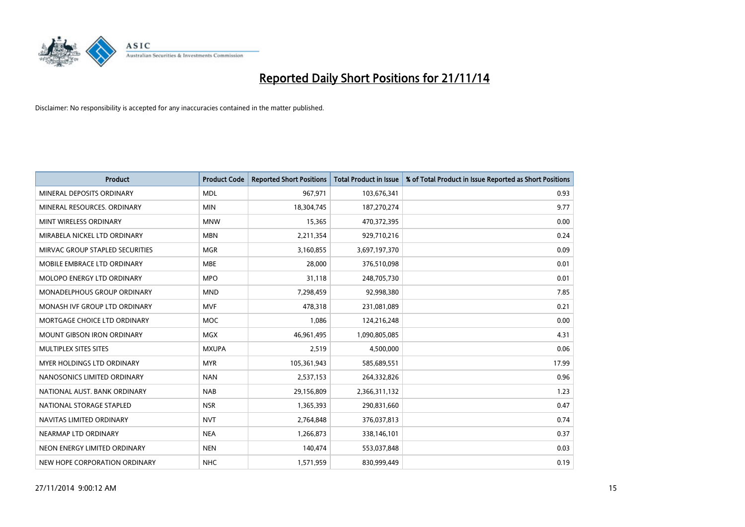# Reported Daily Short Positions for 21/11/14

Disclaimer: No responsibility is accepted for any inaccuracies contained in the matter published.

| Product | Product Code | Reported Short Positions | Total Product in Issue | % of Total Product in Issue Reported as Short Positions |
|---|---|---|---|---|
| MINERAL DEPOSITS ORDINARY | MDL | 967,971 | 103,676,341 | 0.93 |
| MINERAL RESOURCES. ORDINARY | MIN | 18,304,745 | 187,270,274 | 9.77 |
| MINT WIRELESS ORDINARY | MNW | 15,365 | 470,372,395 | 0.00 |
| MIRABELA NICKEL LTD ORDINARY | MBN | 2,211,354 | 929,710,216 | 0.24 |
| MIRVAC GROUP STAPLED SECURITIES | MGR | 3,160,855 | 3,697,197,370 | 0.09 |
| MOBILE EMBRACE LTD ORDINARY | MBE | 28,000 | 376,510,098 | 0.01 |
| MOLOPO ENERGY LTD ORDINARY | MPO | 31,118 | 248,705,730 | 0.01 |
| MONADELPHOUS GROUP ORDINARY | MND | 7,298,459 | 92,998,380 | 7.85 |
| MONASH IVF GROUP LTD ORDINARY | MVF | 478,318 | 231,081,089 | 0.21 |
| MORTGAGE CHOICE LTD ORDINARY | MOC | 1,086 | 124,216,248 | 0.00 |
| MOUNT GIBSON IRON ORDINARY | MGX | 46,961,495 | 1,090,805,085 | 4.31 |
| MULTIPLEX SITES SITES | MXUPA | 2,519 | 4,500,000 | 0.06 |
| MYER HOLDINGS LTD ORDINARY | MYR | 105,361,943 | 585,689,551 | 17.99 |
| NANOSONICS LIMITED ORDINARY | NAN | 2,537,153 | 264,332,826 | 0.96 |
| NATIONAL AUST. BANK ORDINARY | NAB | 29,156,809 | 2,366,311,132 | 1.23 |
| NATIONAL STORAGE STAPLED | NSR | 1,365,393 | 290,831,660 | 0.47 |
| NAVITAS LIMITED ORDINARY | NVT | 2,764,848 | 376,037,813 | 0.74 |
| NEARMAP LTD ORDINARY | NEA | 1,266,873 | 338,146,101 | 0.37 |
| NEON ENERGY LIMITED ORDINARY | NEN | 140,474 | 553,037,848 | 0.03 |
| NEW HOPE CORPORATION ORDINARY | NHC | 1,571,959 | 830,999,449 | 0.19 |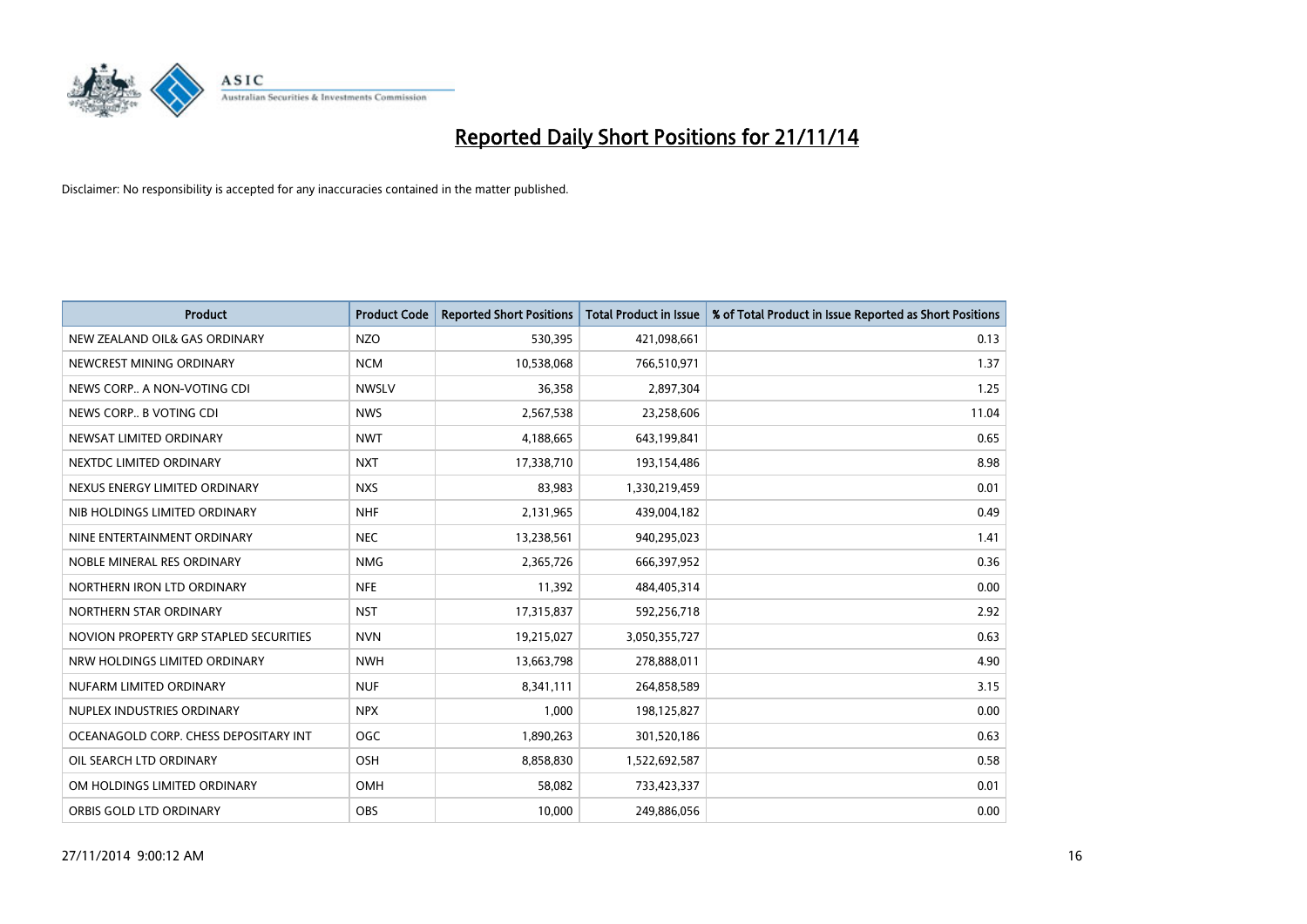# Reported Daily Short Positions for 21/11/14

Disclaimer: No responsibility is accepted for any inaccuracies contained in the matter published.

| Product | Product Code | Reported Short Positions | Total Product in Issue | % of Total Product in Issue Reported as Short Positions |
|---|---|---|---|---|
| NEW ZEALAND OIL& GAS ORDINARY | NZO | 530,395 | 421,098,661 | 0.13 |
| NEWCREST MINING ORDINARY | NCM | 10,538,068 | 766,510,971 | 1.37 |
| NEWS CORP.. A NON-VOTING CDI | NWSLV | 36,358 | 2,897,304 | 1.25 |
| NEWS CORP.. B VOTING CDI | NWS | 2,567,538 | 23,258,606 | 11.04 |
| NEWSAT LIMITED ORDINARY | NWT | 4,188,665 | 643,199,841 | 0.65 |
| NEXTDC LIMITED ORDINARY | NXT | 17,338,710 | 193,154,486 | 8.98 |
| NEXUS ENERGY LIMITED ORDINARY | NXS | 83,983 | 1,330,219,459 | 0.01 |
| NIB HOLDINGS LIMITED ORDINARY | NHF | 2,131,965 | 439,004,182 | 0.49 |
| NINE ENTERTAINMENT ORDINARY | NEC | 13,238,561 | 940,295,023 | 1.41 |
| NOBLE MINERAL RES ORDINARY | NMG | 2,365,726 | 666,397,952 | 0.36 |
| NORTHERN IRON LTD ORDINARY | NFE | 11,392 | 484,405,314 | 0.00 |
| NORTHERN STAR ORDINARY | NST | 17,315,837 | 592,256,718 | 2.92 |
| NOVION PROPERTY GRP STAPLED SECURITIES | NVN | 19,215,027 | 3,050,355,727 | 0.63 |
| NRW HOLDINGS LIMITED ORDINARY | NWH | 13,663,798 | 278,888,011 | 4.90 |
| NUFARM LIMITED ORDINARY | NUF | 8,341,111 | 264,858,589 | 3.15 |
| NUPLEX INDUSTRIES ORDINARY | NPX | 1,000 | 198,125,827 | 0.00 |
| OCEANAGOLD CORP. CHESS DEPOSITARY INT | OGC | 1,890,263 | 301,520,186 | 0.63 |
| OIL SEARCH LTD ORDINARY | OSH | 8,858,830 | 1,522,692,587 | 0.58 |
| OM HOLDINGS LIMITED ORDINARY | OMH | 58,082 | 733,423,337 | 0.01 |
| ORBIS GOLD LTD ORDINARY | OBS | 10,000 | 249,886,056 | 0.00 |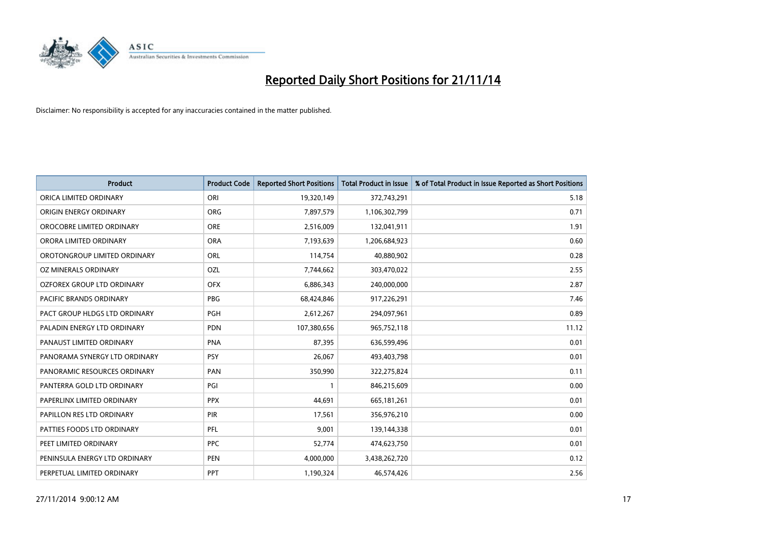# Reported Daily Short Positions for 21/11/14

Disclaimer: No responsibility is accepted for any inaccuracies contained in the matter published.

| Product | Product Code | Reported Short Positions | Total Product in Issue | % of Total Product in Issue Reported as Short Positions |
|---|---|---|---|---|
| ORICA LIMITED ORDINARY | ORI | 19,320,149 | 372,743,291 | 5.18 |
| ORIGIN ENERGY ORDINARY | ORG | 7,897,579 | 1,106,302,799 | 0.71 |
| OROCOBRE LIMITED ORDINARY | ORE | 2,516,009 | 132,041,911 | 1.91 |
| ORORA LIMITED ORDINARY | ORA | 7,193,639 | 1,206,684,923 | 0.60 |
| OROTONGROUP LIMITED ORDINARY | ORL | 114,754 | 40,880,902 | 0.28 |
| OZ MINERALS ORDINARY | OZL | 7,744,662 | 303,470,022 | 2.55 |
| OZFOREX GROUP LTD ORDINARY | OFX | 6,886,343 | 240,000,000 | 2.87 |
| PACIFIC BRANDS ORDINARY | PBG | 68,424,846 | 917,226,291 | 7.46 |
| PACT GROUP HLDGS LTD ORDINARY | PGH | 2,612,267 | 294,097,961 | 0.89 |
| PALADIN ENERGY LTD ORDINARY | PDN | 107,380,656 | 965,752,118 | 11.12 |
| PANAUST LIMITED ORDINARY | PNA | 87,395 | 636,599,496 | 0.01 |
| PANORAMA SYNERGY LTD ORDINARY | PSY | 26,067 | 493,403,798 | 0.01 |
| PANORAMIC RESOURCES ORDINARY | PAN | 350,990 | 322,275,824 | 0.11 |
| PANTERRA GOLD LTD ORDINARY | PGI | 1 | 846,215,609 | 0.00 |
| PAPERLINX LIMITED ORDINARY | PPX | 44,691 | 665,181,261 | 0.01 |
| PAPILLON RES LTD ORDINARY | PIR | 17,561 | 356,976,210 | 0.00 |
| PATTIES FOODS LTD ORDINARY | PFL | 9,001 | 139,144,338 | 0.01 |
| PEET LIMITED ORDINARY | PPC | 52,774 | 474,623,750 | 0.01 |
| PENINSULA ENERGY LTD ORDINARY | PEN | 4,000,000 | 3,438,262,720 | 0.12 |
| PERPETUAL LIMITED ORDINARY | PPT | 1,190,324 | 46,574,426 | 2.56 |

27/11/2014 9:00:12 AM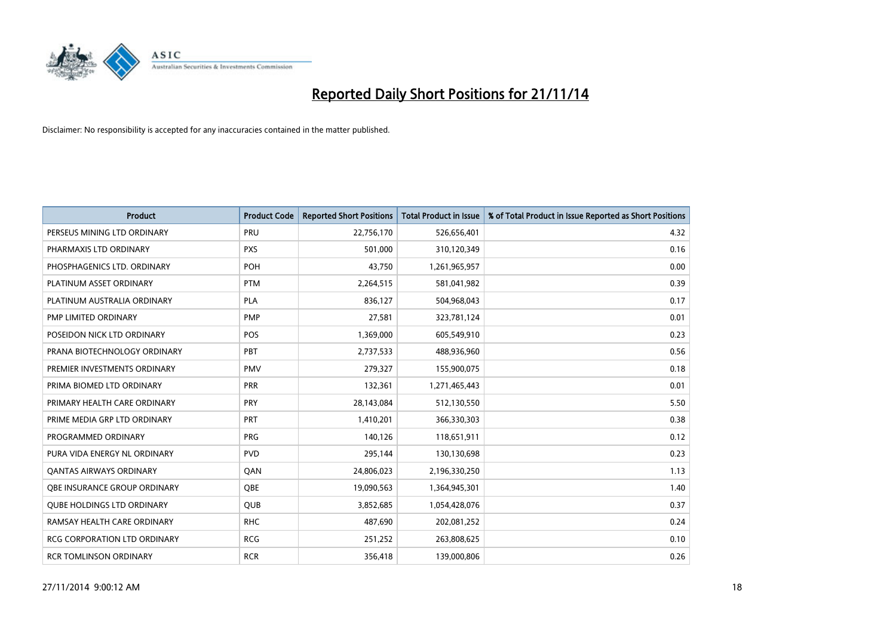# Reported Daily Short Positions for 21/11/14

Disclaimer: No responsibility is accepted for any inaccuracies contained in the matter published.

| Product | Product Code | Reported Short Positions | Total Product in Issue | % of Total Product in Issue Reported as Short Positions |
|---|---|---|---|---|
| PERSEUS MINING LTD ORDINARY | PRU | 22,756,170 | 526,656,401 | 4.32 |
| PHARMAXIS LTD ORDINARY | PXS | 501,000 | 310,120,349 | 0.16 |
| PHOSPHAGENICS LTD. ORDINARY | POH | 43,750 | 1,261,965,957 | 0.00 |
| PLATINUM ASSET ORDINARY | PTM | 2,264,515 | 581,041,982 | 0.39 |
| PLATINUM AUSTRALIA ORDINARY | PLA | 836,127 | 504,968,043 | 0.17 |
| PMP LIMITED ORDINARY | PMP | 27,581 | 323,781,124 | 0.01 |
| POSEIDON NICK LTD ORDINARY | POS | 1,369,000 | 605,549,910 | 0.23 |
| PRANA BIOTECHNOLOGY ORDINARY | PBT | 2,737,533 | 488,936,960 | 0.56 |
| PREMIER INVESTMENTS ORDINARY | PMV | 279,327 | 155,900,075 | 0.18 |
| PRIMA BIOMED LTD ORDINARY | PRR | 132,361 | 1,271,465,443 | 0.01 |
| PRIMARY HEALTH CARE ORDINARY | PRY | 28,143,084 | 512,130,550 | 5.50 |
| PRIME MEDIA GRP LTD ORDINARY | PRT | 1,410,201 | 366,330,303 | 0.38 |
| PROGRAMMED ORDINARY | PRG | 140,126 | 118,651,911 | 0.12 |
| PURA VIDA ENERGY NL ORDINARY | PVD | 295,144 | 130,130,698 | 0.23 |
| QANTAS AIRWAYS ORDINARY | QAN | 24,806,023 | 2,196,330,250 | 1.13 |
| QBE INSURANCE GROUP ORDINARY | QBE | 19,090,563 | 1,364,945,301 | 1.40 |
| QUBE HOLDINGS LTD ORDINARY | QUB | 3,852,685 | 1,054,428,076 | 0.37 |
| RAMSAY HEALTH CARE ORDINARY | RHC | 487,690 | 202,081,252 | 0.24 |
| RCG CORPORATION LTD ORDINARY | RCG | 251,252 | 263,808,625 | 0.10 |
| RCR TOMLINSON ORDINARY | RCR | 356,418 | 139,000,806 | 0.26 |

27/11/2014 9:00:12 AM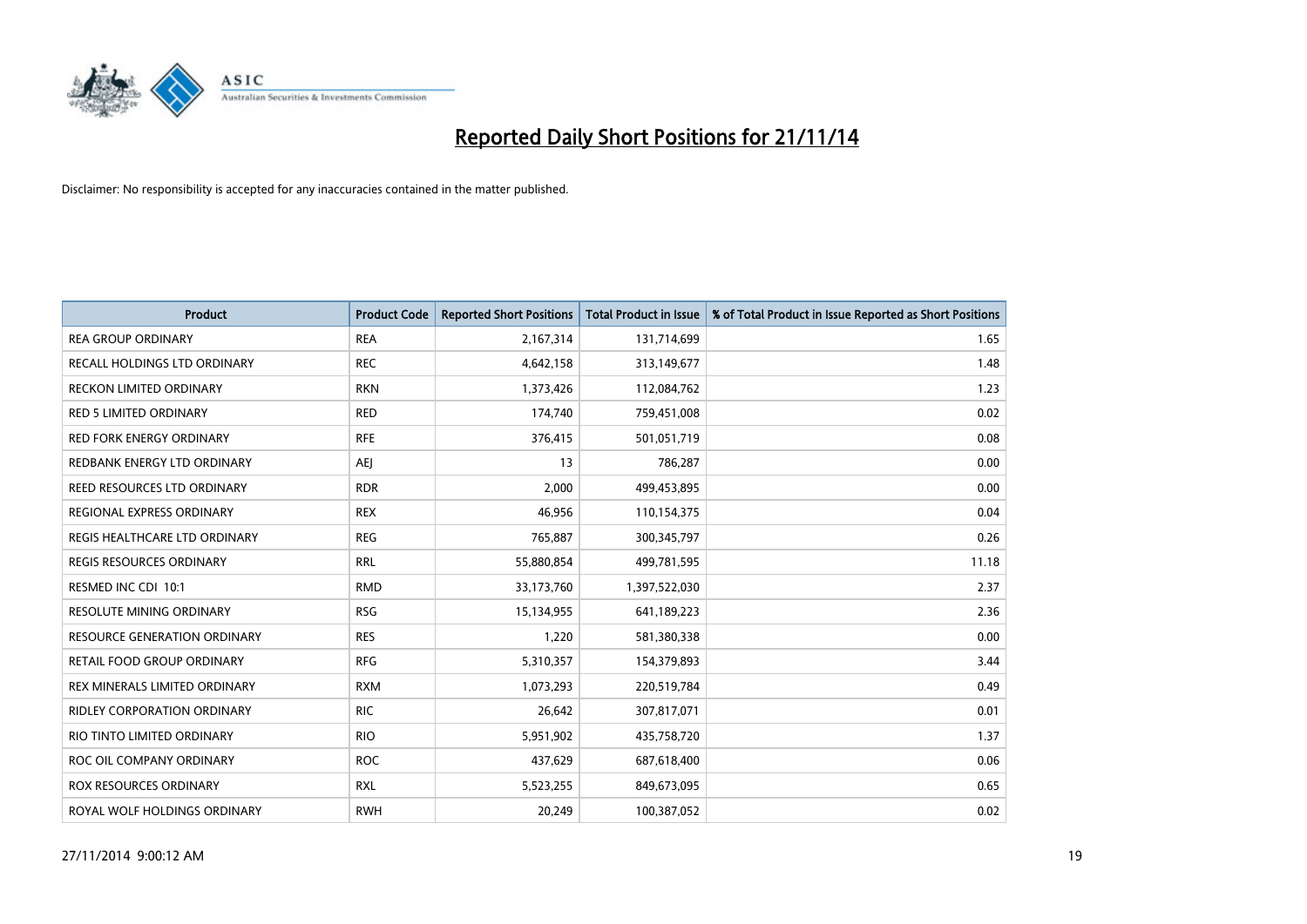# Reported Daily Short Positions for 21/11/14

Disclaimer: No responsibility is accepted for any inaccuracies contained in the matter published.

| Product | Product Code | Reported Short Positions | Total Product in Issue | % of Total Product in Issue Reported as Short Positions |
|---|---|---|---|---|
| REA GROUP ORDINARY | REA | 2,167,314 | 131,714,699 | 1.65 |
| RECALL HOLDINGS LTD ORDINARY | REC | 4,642,158 | 313,149,677 | 1.48 |
| RECKON LIMITED ORDINARY | RKN | 1,373,426 | 112,084,762 | 1.23 |
| RED 5 LIMITED ORDINARY | RED | 174,740 | 759,451,008 | 0.02 |
| RED FORK ENERGY ORDINARY | RFE | 376,415 | 501,051,719 | 0.08 |
| REDBANK ENERGY LTD ORDINARY | AEJ | 13 | 786,287 | 0.00 |
| REED RESOURCES LTD ORDINARY | RDR | 2,000 | 499,453,895 | 0.00 |
| REGIONAL EXPRESS ORDINARY | REX | 46,956 | 110,154,375 | 0.04 |
| REGIS HEALTHCARE LTD ORDINARY | REG | 765,887 | 300,345,797 | 0.26 |
| REGIS RESOURCES ORDINARY | RRL | 55,880,854 | 499,781,595 | 11.18 |
| RESMED INC CDI 10:1 | RMD | 33,173,760 | 1,397,522,030 | 2.37 |
| RESOLUTE MINING ORDINARY | RSG | 15,134,955 | 641,189,223 | 2.36 |
| RESOURCE GENERATION ORDINARY | RES | 1,220 | 581,380,338 | 0.00 |
| RETAIL FOOD GROUP ORDINARY | RFG | 5,310,357 | 154,379,893 | 3.44 |
| REX MINERALS LIMITED ORDINARY | RXM | 1,073,293 | 220,519,784 | 0.49 |
| RIDLEY CORPORATION ORDINARY | RIC | 26,642 | 307,817,071 | 0.01 |
| RIO TINTO LIMITED ORDINARY | RIO | 5,951,902 | 435,758,720 | 1.37 |
| ROC OIL COMPANY ORDINARY | ROC | 437,629 | 687,618,400 | 0.06 |
| ROX RESOURCES ORDINARY | RXL | 5,523,255 | 849,673,095 | 0.65 |
| ROYAL WOLF HOLDINGS ORDINARY | RWH | 20,249 | 100,387,052 | 0.02 |

27/11/2014 9:00:12 AM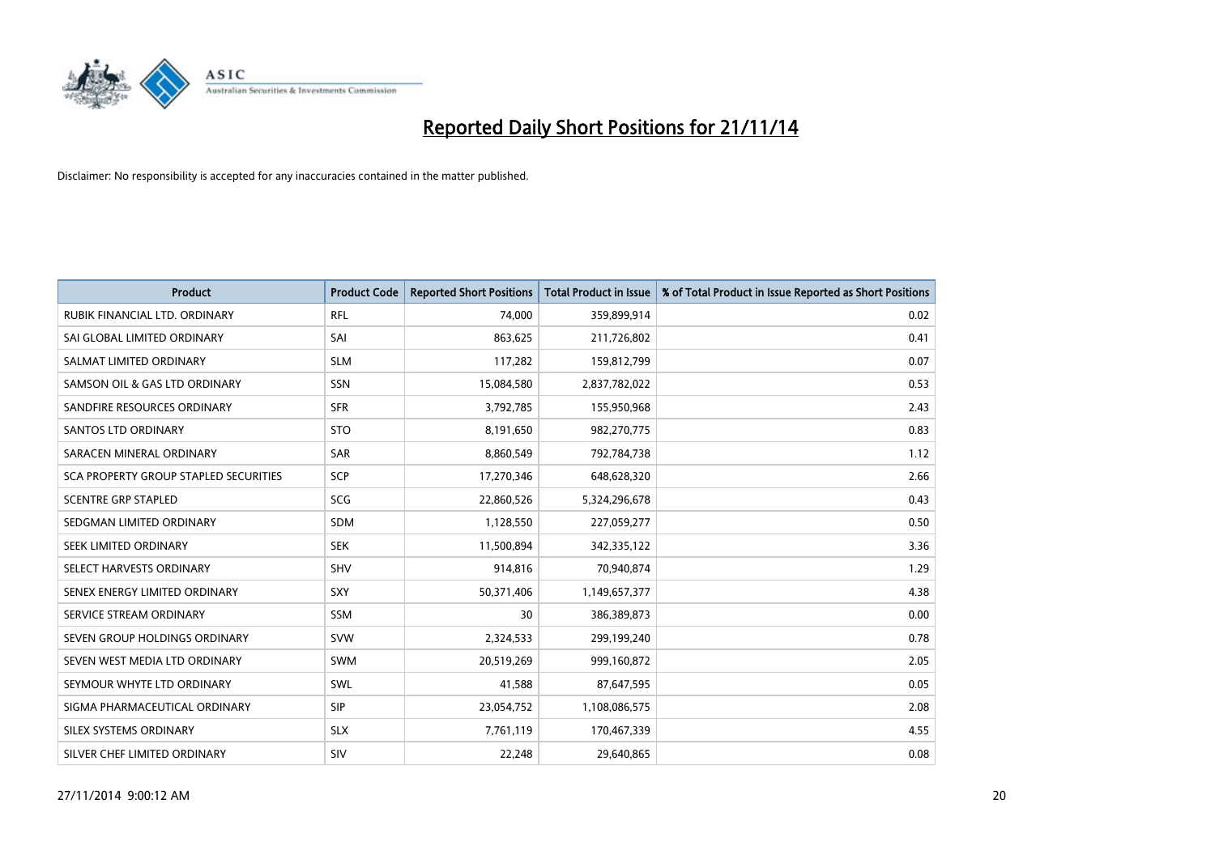# Reported Daily Short Positions for 21/11/14

Disclaimer: No responsibility is accepted for any inaccuracies contained in the matter published.

| Product | Product Code | Reported Short Positions | Total Product in Issue | % of Total Product in Issue Reported as Short Positions |
|---|---|---|---|---|
| RUBIK FINANCIAL LTD. ORDINARY | RFL | 74,000 | 359,899,914 | 0.02 |
| SAI GLOBAL LIMITED ORDINARY | SAI | 863,625 | 211,726,802 | 0.41 |
| SALMAT LIMITED ORDINARY | SLM | 117,282 | 159,812,799 | 0.07 |
| SAMSON OIL & GAS LTD ORDINARY | SSN | 15,084,580 | 2,837,782,022 | 0.53 |
| SANDFIRE RESOURCES ORDINARY | SFR | 3,792,785 | 155,950,968 | 2.43 |
| SANTOS LTD ORDINARY | STO | 8,191,650 | 982,270,775 | 0.83 |
| SARACEN MINERAL ORDINARY | SAR | 8,860,549 | 792,784,738 | 1.12 |
| SCA PROPERTY GROUP STAPLED SECURITIES | SCP | 17,270,346 | 648,628,320 | 2.66 |
| SCENTRE GRP STAPLED | SCG | 22,860,526 | 5,324,296,678 | 0.43 |
| SEDGMAN LIMITED ORDINARY | SDM | 1,128,550 | 227,059,277 | 0.50 |
| SEEK LIMITED ORDINARY | SEK | 11,500,894 | 342,335,122 | 3.36 |
| SELECT HARVESTS ORDINARY | SHV | 914,816 | 70,940,874 | 1.29 |
| SENEX ENERGY LIMITED ORDINARY | SXY | 50,371,406 | 1,149,657,377 | 4.38 |
| SERVICE STREAM ORDINARY | SSM | 30 | 386,389,873 | 0.00 |
| SEVEN GROUP HOLDINGS ORDINARY | SVW | 2,324,533 | 299,199,240 | 0.78 |
| SEVEN WEST MEDIA LTD ORDINARY | SWM | 20,519,269 | 999,160,872 | 2.05 |
| SEYMOUR WHYTE LTD ORDINARY | SWL | 41,588 | 87,647,595 | 0.05 |
| SIGMA PHARMACEUTICAL ORDINARY | SIP | 23,054,752 | 1,108,086,575 | 2.08 |
| SILEX SYSTEMS ORDINARY | SLX | 7,761,119 | 170,467,339 | 4.55 |
| SILVER CHEF LIMITED ORDINARY | SIV | 22,248 | 29,640,865 | 0.08 |

27/11/2014 9:00:12 AM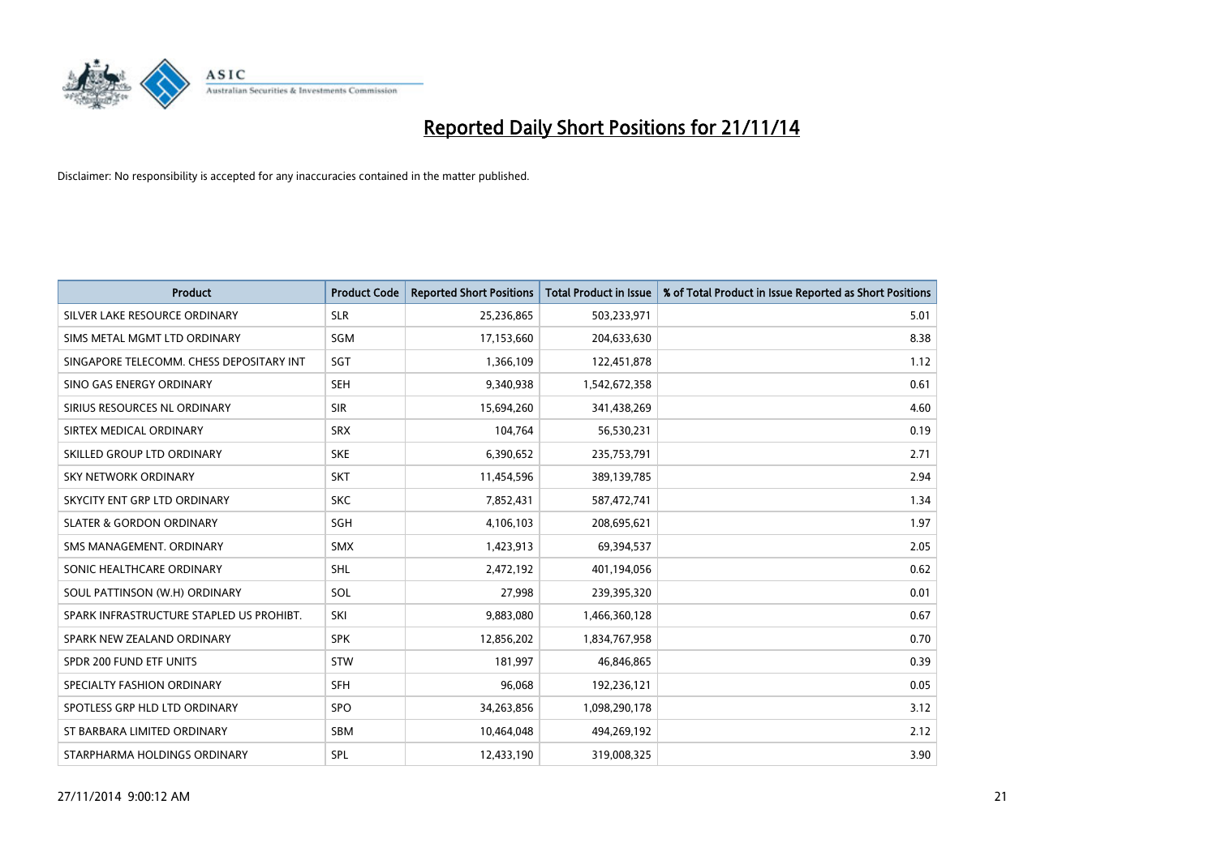# Reported Daily Short Positions for 21/11/14

Disclaimer: No responsibility is accepted for any inaccuracies contained in the matter published.

| Product | Product Code | Reported Short Positions | Total Product in Issue | % of Total Product in Issue Reported as Short Positions |
|---|---|---|---|---|
| SILVER LAKE RESOURCE ORDINARY | SLR | 25,236,865 | 503,233,971 | 5.01 |
| SIMS METAL MGMT LTD ORDINARY | SGM | 17,153,660 | 204,633,630 | 8.38 |
| SINGAPORE TELECOMM. CHESS DEPOSITARY INT | SGT | 1,366,109 | 122,451,878 | 1.12 |
| SINO GAS ENERGY ORDINARY | SEH | 9,340,938 | 1,542,672,358 | 0.61 |
| SIRIUS RESOURCES NL ORDINARY | SIR | 15,694,260 | 341,438,269 | 4.60 |
| SIRTEX MEDICAL ORDINARY | SRX | 104,764 | 56,530,231 | 0.19 |
| SKILLED GROUP LTD ORDINARY | SKE | 6,390,652 | 235,753,791 | 2.71 |
| SKY NETWORK ORDINARY | SKT | 11,454,596 | 389,139,785 | 2.94 |
| SKYCITY ENT GRP LTD ORDINARY | SKC | 7,852,431 | 587,472,741 | 1.34 |
| SLATER & GORDON ORDINARY | SGH | 4,106,103 | 208,695,621 | 1.97 |
| SMS MANAGEMENT. ORDINARY | SMX | 1,423,913 | 69,394,537 | 2.05 |
| SONIC HEALTHCARE ORDINARY | SHL | 2,472,192 | 401,194,056 | 0.62 |
| SOUL PATTINSON (W.H) ORDINARY | SOL | 27,998 | 239,395,320 | 0.01 |
| SPARK INFRASTRUCTURE STAPLED US PROHIBT. | SKI | 9,883,080 | 1,466,360,128 | 0.67 |
| SPARK NEW ZEALAND ORDINARY | SPK | 12,856,202 | 1,834,767,958 | 0.70 |
| SPDR 200 FUND ETF UNITS | STW | 181,997 | 46,846,865 | 0.39 |
| SPECIALTY FASHION ORDINARY | SFH | 96,068 | 192,236,121 | 0.05 |
| SPOTLESS GRP HLD LTD ORDINARY | SPO | 34,263,856 | 1,098,290,178 | 3.12 |
| ST BARBARA LIMITED ORDINARY | SBM | 10,464,048 | 494,269,192 | 2.12 |
| STARPHARMA HOLDINGS ORDINARY | SPL | 12,433,190 | 319,008,325 | 3.90 |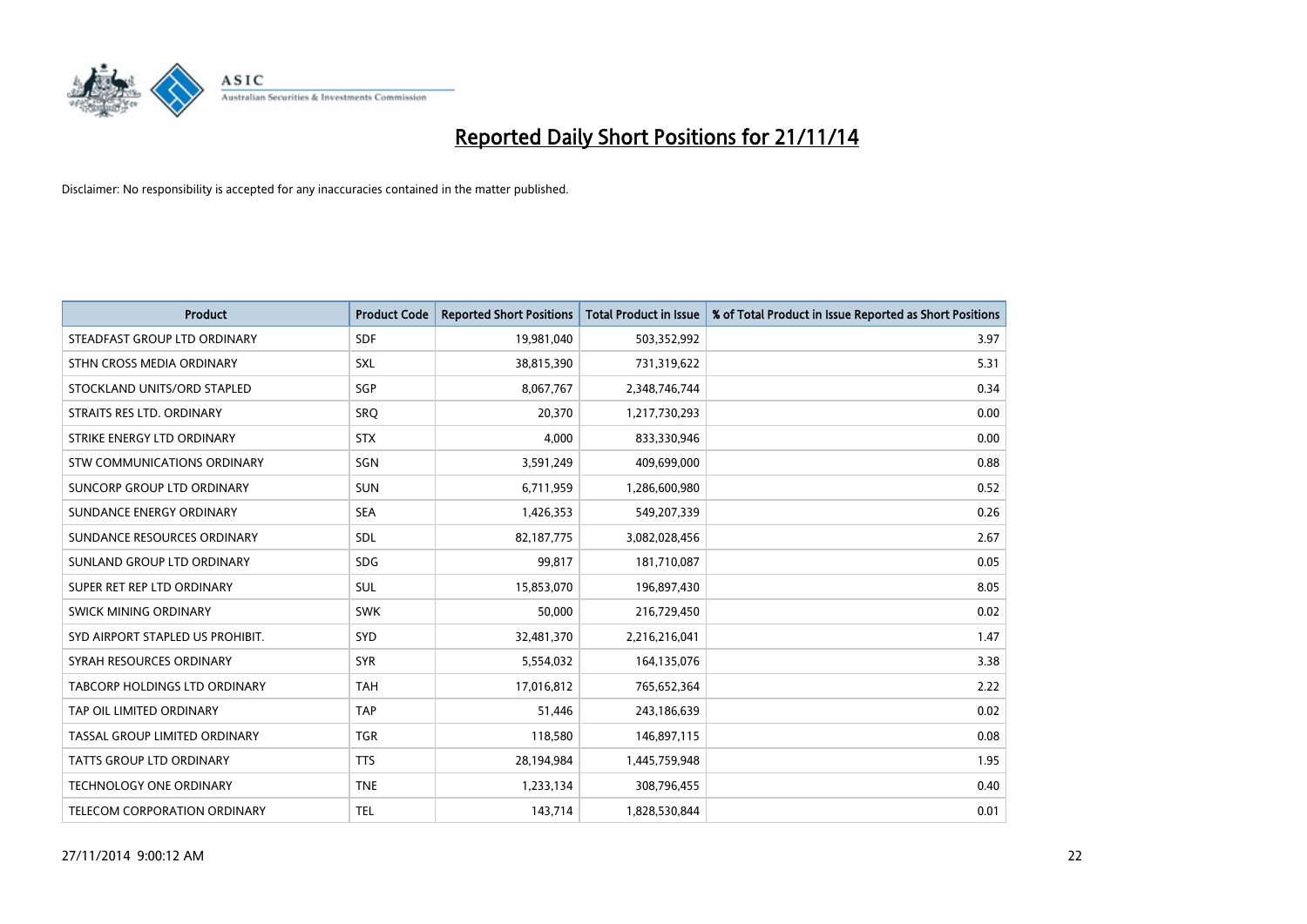# Reported Daily Short Positions for 21/11/14

Disclaimer: No responsibility is accepted for any inaccuracies contained in the matter published.

| Product | Product Code | Reported Short Positions | Total Product in Issue | % of Total Product in Issue Reported as Short Positions |
|---|---|---|---|---|
| STEADFAST GROUP LTD ORDINARY | SDF | 19,981,040 | 503,352,992 | 3.97 |
| STHN CROSS MEDIA ORDINARY | SXL | 38,815,390 | 731,319,622 | 5.31 |
| STOCKLAND UNITS/ORD STAPLED | SGP | 8,067,767 | 2,348,746,744 | 0.34 |
| STRAITS RES LTD. ORDINARY | SRQ | 20,370 | 1,217,730,293 | 0.00 |
| STRIKE ENERGY LTD ORDINARY | STX | 4,000 | 833,330,946 | 0.00 |
| STW COMMUNICATIONS ORDINARY | SGN | 3,591,249 | 409,699,000 | 0.88 |
| SUNCORP GROUP LTD ORDINARY | SUN | 6,711,959 | 1,286,600,980 | 0.52 |
| SUNDANCE ENERGY ORDINARY | SEA | 1,426,353 | 549,207,339 | 0.26 |
| SUNDANCE RESOURCES ORDINARY | SDL | 82,187,775 | 3,082,028,456 | 2.67 |
| SUNLAND GROUP LTD ORDINARY | SDG | 99,817 | 181,710,087 | 0.05 |
| SUPER RET REP LTD ORDINARY | SUL | 15,853,070 | 196,897,430 | 8.05 |
| SWICK MINING ORDINARY | SWK | 50,000 | 216,729,450 | 0.02 |
| SYD AIRPORT STAPLED US PROHIBIT. | SYD | 32,481,370 | 2,216,216,041 | 1.47 |
| SYRAH RESOURCES ORDINARY | SYR | 5,554,032 | 164,135,076 | 3.38 |
| TABCORP HOLDINGS LTD ORDINARY | TAH | 17,016,812 | 765,652,364 | 2.22 |
| TAP OIL LIMITED ORDINARY | TAP | 51,446 | 243,186,639 | 0.02 |
| TASSAL GROUP LIMITED ORDINARY | TGR | 118,580 | 146,897,115 | 0.08 |
| TATTS GROUP LTD ORDINARY | TTS | 28,194,984 | 1,445,759,948 | 1.95 |
| TECHNOLOGY ONE ORDINARY | TNE | 1,233,134 | 308,796,455 | 0.40 |
| TELECOM CORPORATION ORDINARY | TEL | 143,714 | 1,828,530,844 | 0.01 |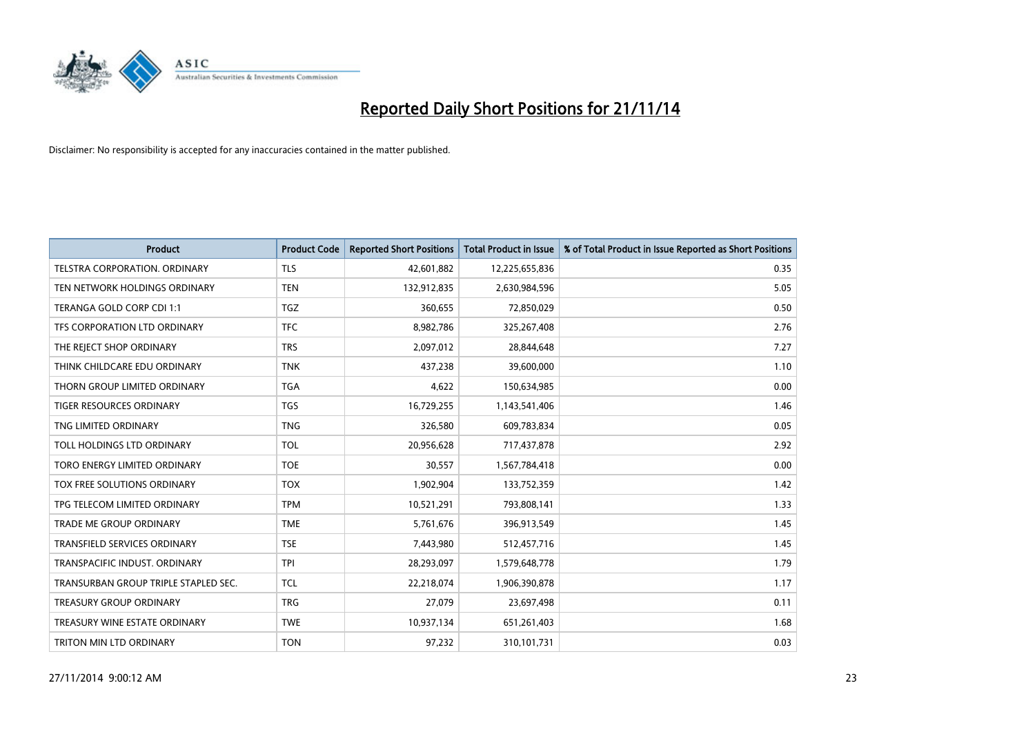# Reported Daily Short Positions for 21/11/14

Disclaimer: No responsibility is accepted for any inaccuracies contained in the matter published.

| Product | Product Code | Reported Short Positions | Total Product in Issue | % of Total Product in Issue Reported as Short Positions |
|---|---|---|---|---|
| TELSTRA CORPORATION. ORDINARY | TLS | 42,601,882 | 12,225,655,836 | 0.35 |
| TEN NETWORK HOLDINGS ORDINARY | TEN | 132,912,835 | 2,630,984,596 | 5.05 |
| TERANGA GOLD CORP CDI 1:1 | TGZ | 360,655 | 72,850,029 | 0.50 |
| TFS CORPORATION LTD ORDINARY | TFC | 8,982,786 | 325,267,408 | 2.76 |
| THE REJECT SHOP ORDINARY | TRS | 2,097,012 | 28,844,648 | 7.27 |
| THINK CHILDCARE EDU ORDINARY | TNK | 437,238 | 39,600,000 | 1.10 |
| THORN GROUP LIMITED ORDINARY | TGA | 4,622 | 150,634,985 | 0.00 |
| TIGER RESOURCES ORDINARY | TGS | 16,729,255 | 1,143,541,406 | 1.46 |
| TNG LIMITED ORDINARY | TNG | 326,580 | 609,783,834 | 0.05 |
| TOLL HOLDINGS LTD ORDINARY | TOL | 20,956,628 | 717,437,878 | 2.92 |
| TORO ENERGY LIMITED ORDINARY | TOE | 30,557 | 1,567,784,418 | 0.00 |
| TOX FREE SOLUTIONS ORDINARY | TOX | 1,902,904 | 133,752,359 | 1.42 |
| TPG TELECOM LIMITED ORDINARY | TPM | 10,521,291 | 793,808,141 | 1.33 |
| TRADE ME GROUP ORDINARY | TME | 5,761,676 | 396,913,549 | 1.45 |
| TRANSFIELD SERVICES ORDINARY | TSE | 7,443,980 | 512,457,716 | 1.45 |
| TRANSPACIFIC INDUST. ORDINARY | TPI | 28,293,097 | 1,579,648,778 | 1.79 |
| TRANSURBAN GROUP TRIPLE STAPLED SEC. | TCL | 22,218,074 | 1,906,390,878 | 1.17 |
| TREASURY GROUP ORDINARY | TRG | 27,079 | 23,697,498 | 0.11 |
| TREASURY WINE ESTATE ORDINARY | TWE | 10,937,134 | 651,261,403 | 1.68 |
| TRITON MIN LTD ORDINARY | TON | 97,232 | 310,101,731 | 0.03 |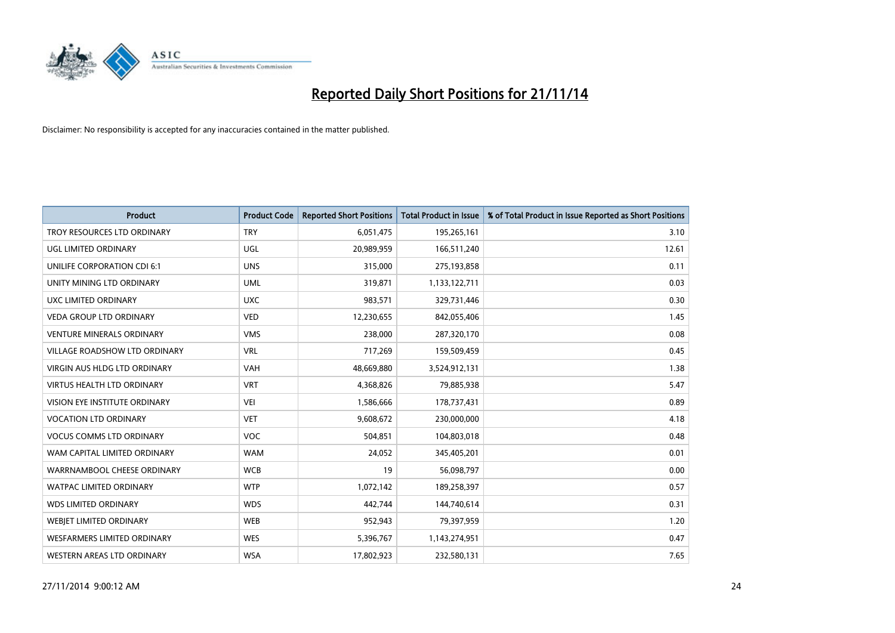# Reported Daily Short Positions for 21/11/14

Disclaimer: No responsibility is accepted for any inaccuracies contained in the matter published.

| Product | Product Code | Reported Short Positions | Total Product in Issue | % of Total Product in Issue Reported as Short Positions |
|---|---|---|---|---|
| TROY RESOURCES LTD ORDINARY | TRY | 6,051,475 | 195,265,161 | 3.10 |
| UGL LIMITED ORDINARY | UGL | 20,989,959 | 166,511,240 | 12.61 |
| UNILIFE CORPORATION CDI 6:1 | UNS | 315,000 | 275,193,858 | 0.11 |
| UNITY MINING LTD ORDINARY | UML | 319,871 | 1,133,122,711 | 0.03 |
| UXC LIMITED ORDINARY | UXC | 983,571 | 329,731,446 | 0.30 |
| VEDA GROUP LTD ORDINARY | VED | 12,230,655 | 842,055,406 | 1.45 |
| VENTURE MINERALS ORDINARY | VMS | 238,000 | 287,320,170 | 0.08 |
| VILLAGE ROADSHOW LTD ORDINARY | VRL | 717,269 | 159,509,459 | 0.45 |
| VIRGIN AUS HLDG LTD ORDINARY | VAH | 48,669,880 | 3,524,912,131 | 1.38 |
| VIRTUS HEALTH LTD ORDINARY | VRT | 4,368,826 | 79,885,938 | 5.47 |
| VISION EYE INSTITUTE ORDINARY | VEI | 1,586,666 | 178,737,431 | 0.89 |
| VOCATION LTD ORDINARY | VET | 9,608,672 | 230,000,000 | 4.18 |
| VOCUS COMMS LTD ORDINARY | VOC | 504,851 | 104,803,018 | 0.48 |
| WAM CAPITAL LIMITED ORDINARY | WAM | 24,052 | 345,405,201 | 0.01 |
| WARRNAMBOOL CHEESE ORDINARY | WCB | 19 | 56,098,797 | 0.00 |
| WATPAC LIMITED ORDINARY | WTP | 1,072,142 | 189,258,397 | 0.57 |
| WDS LIMITED ORDINARY | WDS | 442,744 | 144,740,614 | 0.31 |
| WEBJET LIMITED ORDINARY | WEB | 952,943 | 79,397,959 | 1.20 |
| WESFARMERS LIMITED ORDINARY | WES | 5,396,767 | 1,143,274,951 | 0.47 |
| WESTERN AREAS LTD ORDINARY | WSA | 17,802,923 | 232,580,131 | 7.65 |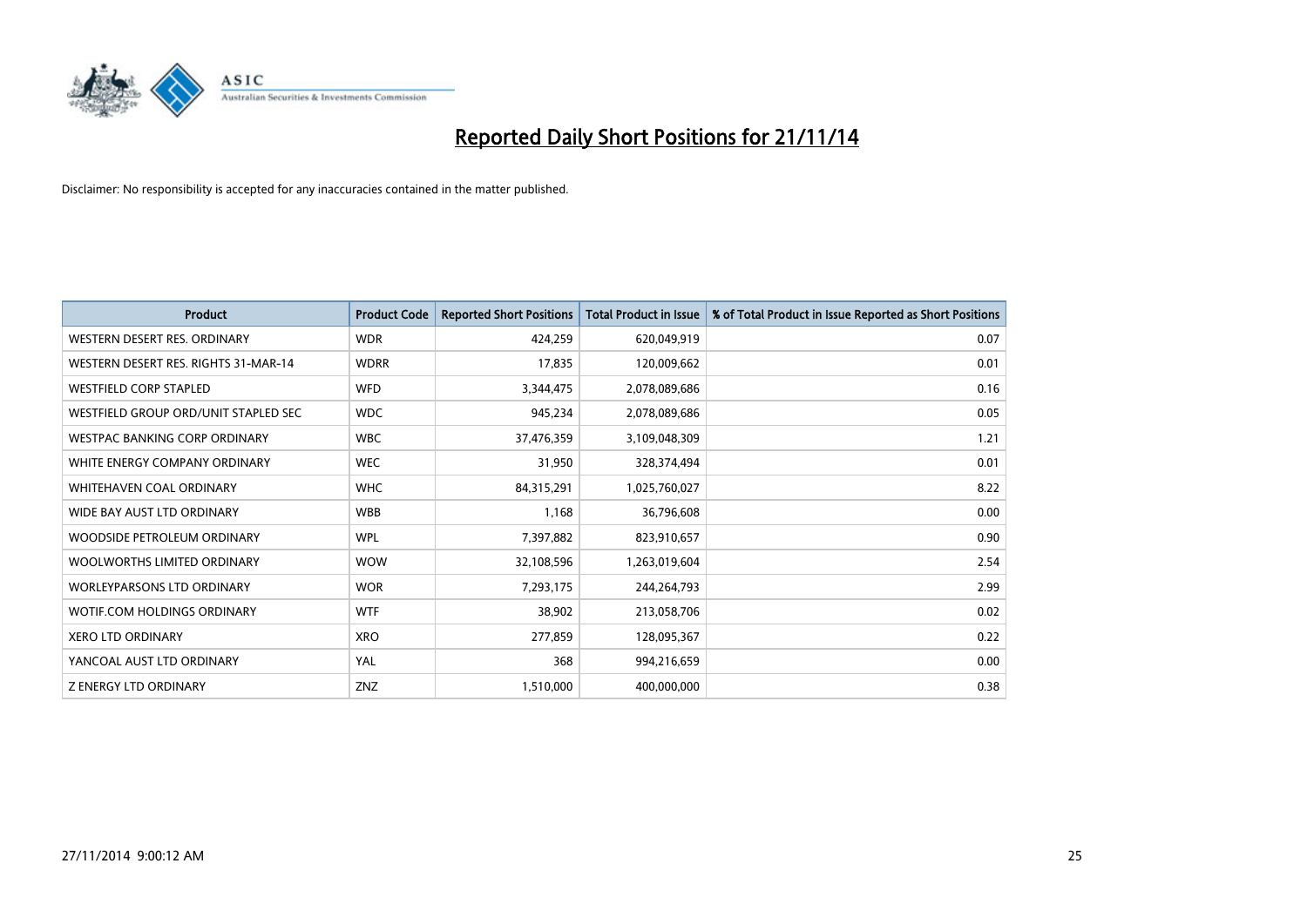# Reported Daily Short Positions for 21/11/14

Disclaimer: No responsibility is accepted for any inaccuracies contained in the matter published.

| Product | Product Code | Reported Short Positions | Total Product in Issue | % of Total Product in Issue Reported as Short Positions |
|---|---|---|---|---|
| WESTERN DESERT RES. ORDINARY | WDR | 424,259 | 620,049,919 | 0.07 |
| WESTERN DESERT RES. RIGHTS 31-MAR-14 | WDRR | 17,835 | 120,009,662 | 0.01 |
| WESTFIELD CORP STAPLED | WFD | 3,344,475 | 2,078,089,686 | 0.16 |
| WESTFIELD GROUP ORD/UNIT STAPLED SEC | WDC | 945,234 | 2,078,089,686 | 0.05 |
| WESTPAC BANKING CORP ORDINARY | WBC | 37,476,359 | 3,109,048,309 | 1.21 |
| WHITE ENERGY COMPANY ORDINARY | WEC | 31,950 | 328,374,494 | 0.01 |
| WHITEHAVEN COAL ORDINARY | WHC | 84,315,291 | 1,025,760,027 | 8.22 |
| WIDE BAY AUST LTD ORDINARY | WBB | 1,168 | 36,796,608 | 0.00 |
| WOODSIDE PETROLEUM ORDINARY | WPL | 7,397,882 | 823,910,657 | 0.90 |
| WOOLWORTHS LIMITED ORDINARY | WOW | 32,108,596 | 1,263,019,604 | 2.54 |
| WORLEYPARSONS LTD ORDINARY | WOR | 7,293,175 | 244,264,793 | 2.99 |
| WOTIF.COM HOLDINGS ORDINARY | WTF | 38,902 | 213,058,706 | 0.02 |
| XERO LTD ORDINARY | XRO | 277,859 | 128,095,367 | 0.22 |
| YANCOAL AUST LTD ORDINARY | YAL | 368 | 994,216,659 | 0.00 |
| Z ENERGY LTD ORDINARY | ZNZ | 1,510,000 | 400,000,000 | 0.38 |